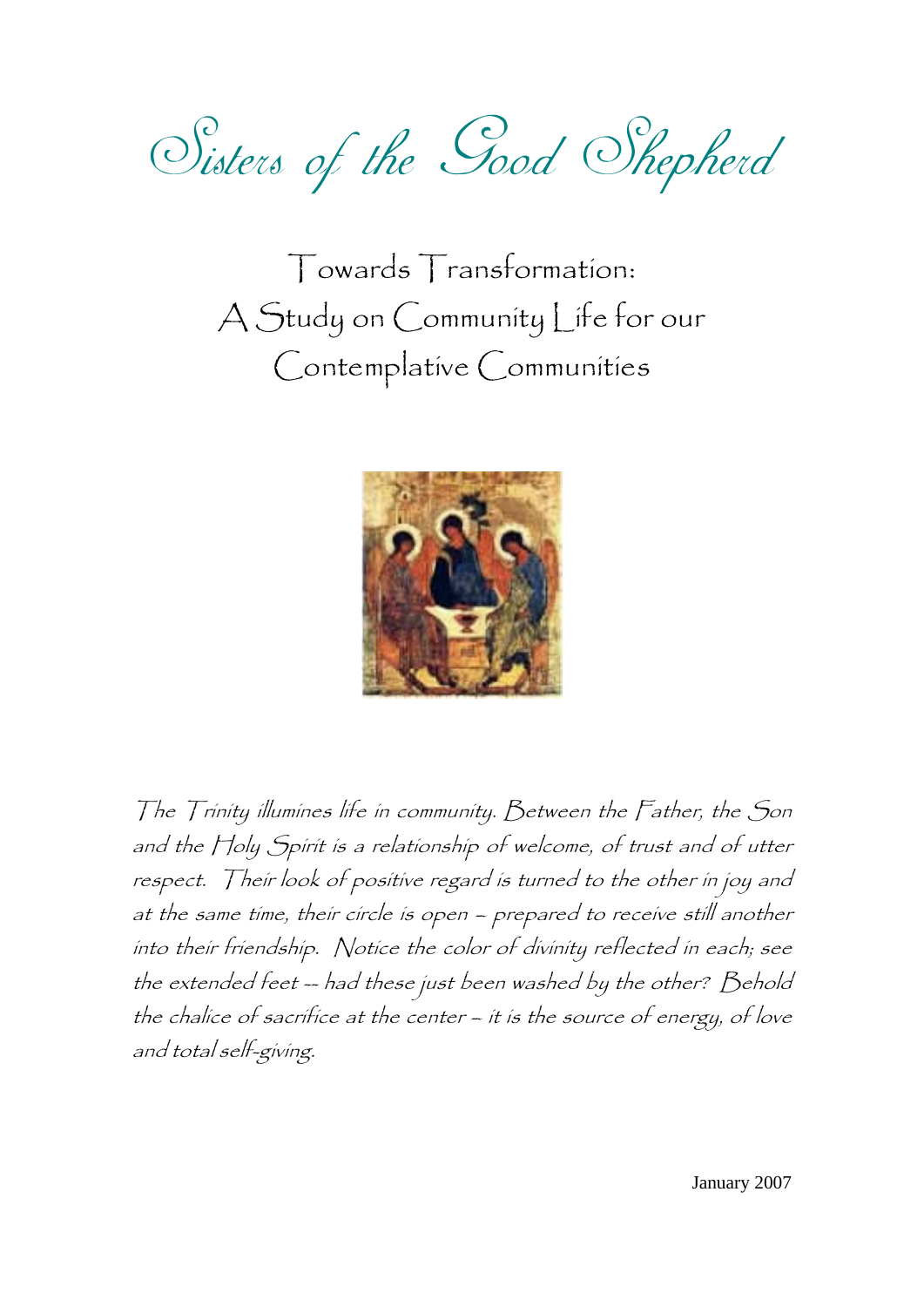# Sisters of the Good Shepherd

## Towards Transformation: A Study on Community Life for our Contemplative Communities

*The Trinity illumines life in community. Between the Father, the Son and the Holy Spirit is a relationship of welcome, of trust and of utter respect. Their look of positive regard is turned to the other in joy and at the same time, their circle is open – prepared to receive still another into their friendship. Notice the color of divinity reflected in each; see the extended feet -- had these just been washed by the other? Behold the chalice of sacrifice at the center – it is the source of energy, of love and total self-giving.*

January 2007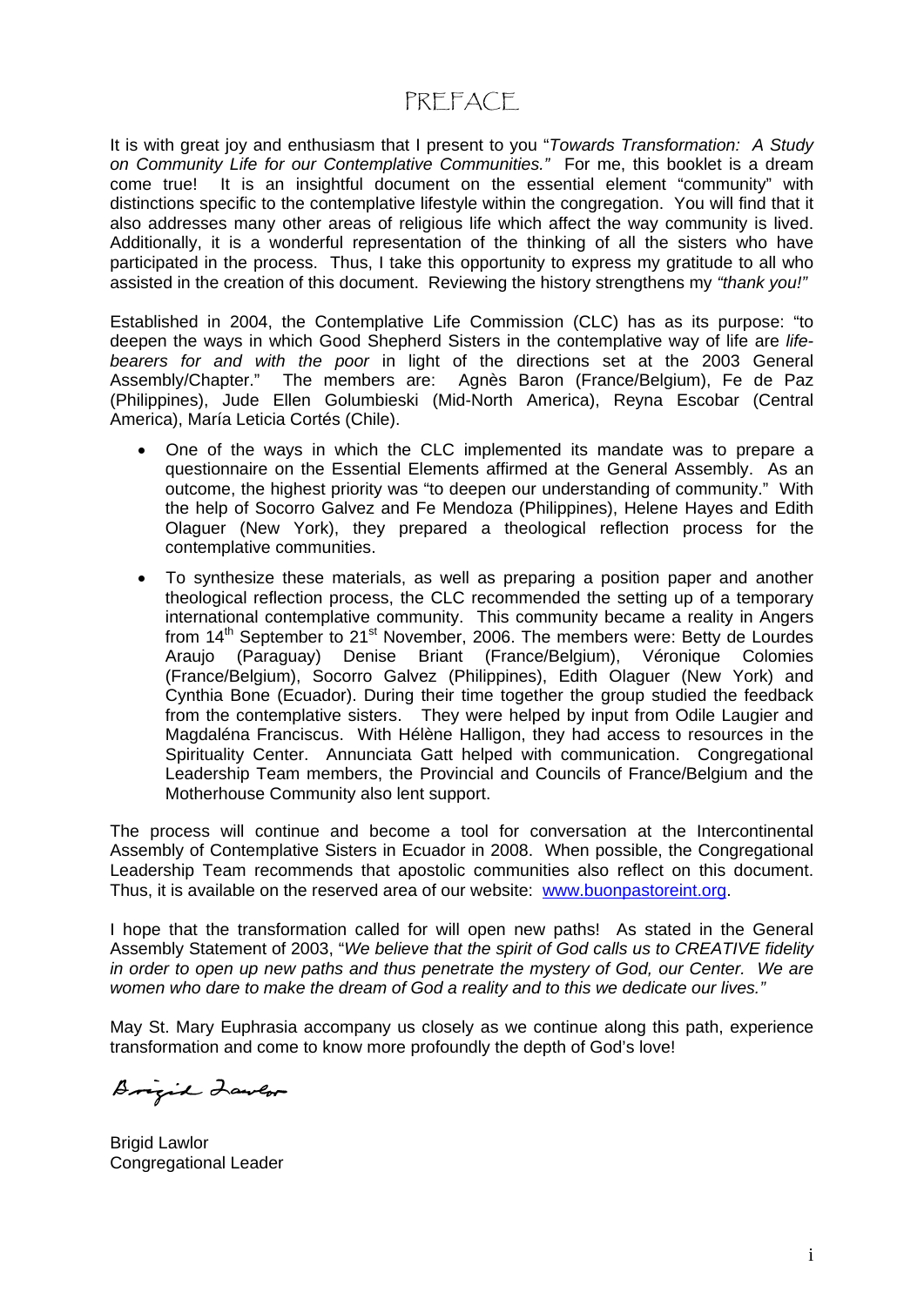# PREFACE

It is with great joy and enthusiasm that I present to you "*Towards Transformation: A Study on Community Life for our Contemplative Communities."* For me, this booklet is a dream come true! It is an insightful document on the essential element "community" with distinctions specific to the contemplative lifestyle within the congregation. You will find that it also addresses many other areas of religious life which affect the way community is lived. Additionally, it is a wonderful representation of the thinking of all the sisters who have participated in the process. Thus, I take this opportunity to express my gratitude to all who assisted in the creation of this document. Reviewing the history strengthens my *"thank you!"*

Established in 2004, the Contemplative Life Commission (CLC) has as its purpose: "to deepen the ways in which Good Shepherd Sisters in the contemplative way of life are *life-bearers for and with the poor* in light of the directions set at the 2003 General Assembly/Chapter." The members are: Agnès Baron (France/Belgium), Fe de Paz (Philippines), Jude Ellen Golumbieski (Mid-North America), Reyna Escobar (Central America), María Leticia Cortés (Chile).

- One of the ways in which the CLC implemented its mandate was to prepare a questionnaire on the Essential Elements affirmed at the General Assembly. As an outcome, the highest priority was "to deepen our understanding of community." With the help of Socorro Galvez and Fe Mendoza (Philippines), Helene Hayes and Edith Olaguer (New York), they prepared a theological reflection process for the contemplative communities.
- To synthesize these materials, as well as preparing a position paper and another theological reflection process, the CLC recommended the setting up of a temporary international contemplative community. This community became a reality in Angers from 14th September to 21st November, 2006. The members were: Betty de Lourdes Araujo (Paraguay) Denise Briant (France/Belgium), Véronique Colomies (France/Belgium), Socorro Galvez (Philippines), Edith Olaguer (New York) and Cynthia Bone (Ecuador). During their time together the group studied the feedback from the contemplative sisters. They were helped by input from Odile Laugier and Magdaléna Franciscus. With Hélène Halligon, they had access to resources in the Spirituality Center. Annunciata Gatt helped with communication. Congregational Leadership Team members, the Provincial and Councils of France/Belgium and the Motherhouse Community also lent support.

The process will continue and become a tool for conversation at the Intercontinental Assembly of Contemplative Sisters in Ecuador in 2008. When possible, the Congregational Leadership Team recommends that apostolic communities also reflect on this document. Thus, it is available on the reserved area of our website: www.buonpastoreint.org.

I hope that the transformation called for will open new paths! As stated in the General Assembly Statement of 2003, "*We believe that the spirit of God calls us to CREATIVE fidelity in order to open up new paths and thus penetrate the mystery of God, our Center. We are women who dare to make the dream of God a reality and to this we dedicate our lives."*

May St. Mary Euphrasia accompany us closely as we continue along this path, experience transformation and come to know more profoundly the depth of God's love!

Brigid Lawlor

Brigid Lawlor
Congregational Leader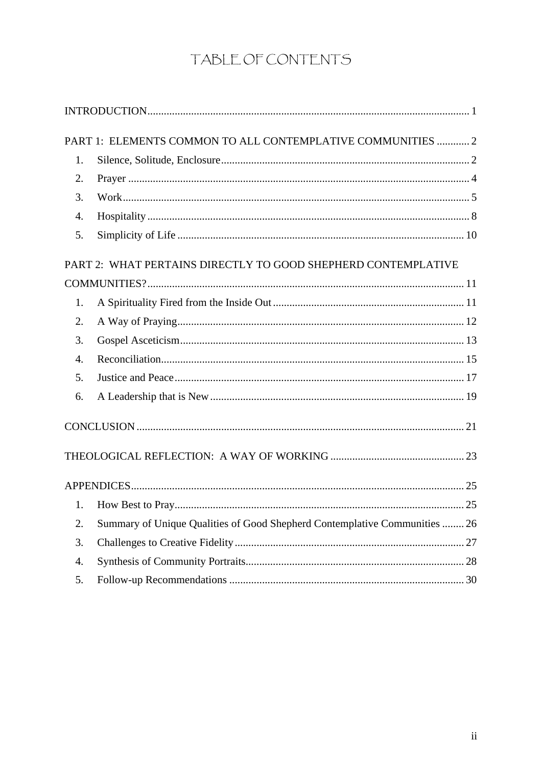# TABLE OF CONTENTS

INTRODUCTION .................... 1

PART 1: ELEMENTS COMMON TO ALL CONTEMPLATIVE COMMUNITIES .................... 2

1. Silence, Solitude, Enclosure .................... 2
2. Prayer .................... 4
3. Work .................... 5
4. Hospitality .................... 8
5. Simplicity of Life .................... 10

PART 2: WHAT PERTAINS DIRECTLY TO GOOD SHEPHERD CONTEMPLATIVE COMMUNITIES? .................... 11

1. A Spirituality Fired from the Inside Out .................... 11
2. A Way of Praying .................... 12
3. Gospel Asceticism .................... 13
4. Reconciliation .................... 15
5. Justice and Peace .................... 17
6. A Leadership that is New .................... 19

CONCLUSION .................... 21

THEOLOGICAL REFLECTION: A WAY OF WORKING .................... 23

APPENDICES .................... 25

1. How Best to Pray .................... 25
2. Summary of Unique Qualities of Good Shepherd Contemplative Communities .................... 26
3. Challenges to Creative Fidelity .................... 27
4. Synthesis of Community Portraits .................... 28
5. Follow-up Recommendations .................... 30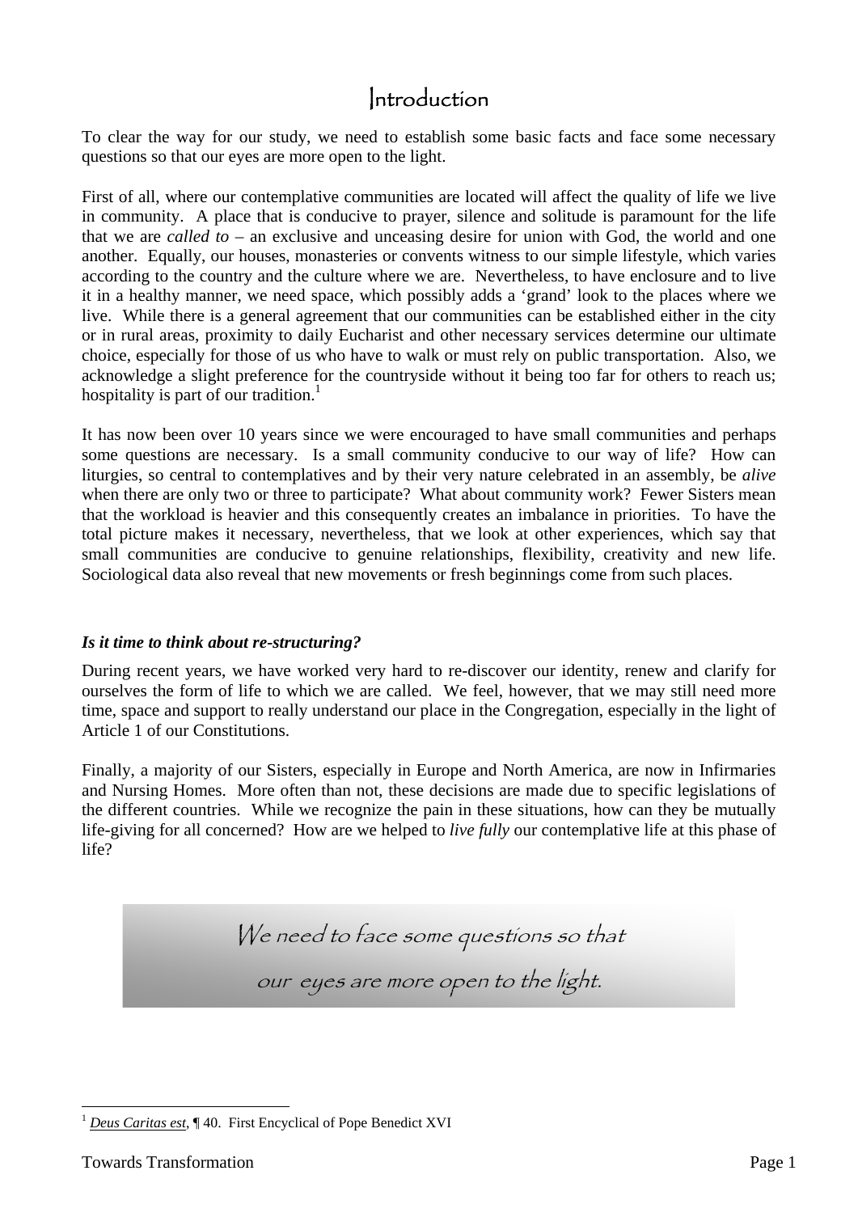# Introduction

To clear the way for our study, we need to establish some basic facts and face some necessary questions so that our eyes are more open to the light.

First of all, where our contemplative communities are located will affect the quality of life we live in community. A place that is conducive to prayer, silence and solitude is paramount for the life that we are *called to* – an exclusive and unceasing desire for union with God, the world and one another. Equally, our houses, monasteries or convents witness to our simple lifestyle, which varies according to the country and the culture where we are. Nevertheless, to have enclosure and to live it in a healthy manner, we need space, which possibly adds a 'grand' look to the places where we live. While there is a general agreement that our communities can be established either in the city or in rural areas, proximity to daily Eucharist and other necessary services determine our ultimate choice, especially for those of us who have to walk or must rely on public transportation. Also, we acknowledge a slight preference for the countryside without it being too far for others to reach us; hospitality is part of our tradition.[1]

It has now been over 10 years since we were encouraged to have small communities and perhaps some questions are necessary. Is a small community conducive to our way of life? How can liturgies, so central to contemplatives and by their very nature celebrated in an assembly, be *alive* when there are only two or three to participate? What about community work? Fewer Sisters mean that the workload is heavier and this consequently creates an imbalance in priorities. To have the total picture makes it necessary, nevertheless, that we look at other experiences, which say that small communities are conducive to genuine relationships, flexibility, creativity and new life. Sociological data also reveal that new movements or fresh beginnings come from such places.

***Is it time to think about re-structuring?***

During recent years, we have worked very hard to re-discover our identity, renew and clarify for ourselves the form of life to which we are called. We feel, however, that we may still need more time, space and support to really understand our place in the Congregation, especially in the light of Article 1 of our Constitutions.

Finally, a majority of our Sisters, especially in Europe and North America, are now in Infirmaries and Nursing Homes. More often than not, these decisions are made due to specific legislations of the different countries. While we recognize the pain in these situations, how can they be mutually life-giving for all concerned? How are we helped to *live fully* our contemplative life at this phase of life?

> *We need to face some questions so that our eyes are more open to the light.*

[1] *Deus Caritas est*, ¶ 40. First Encyclical of Pope Benedict XVI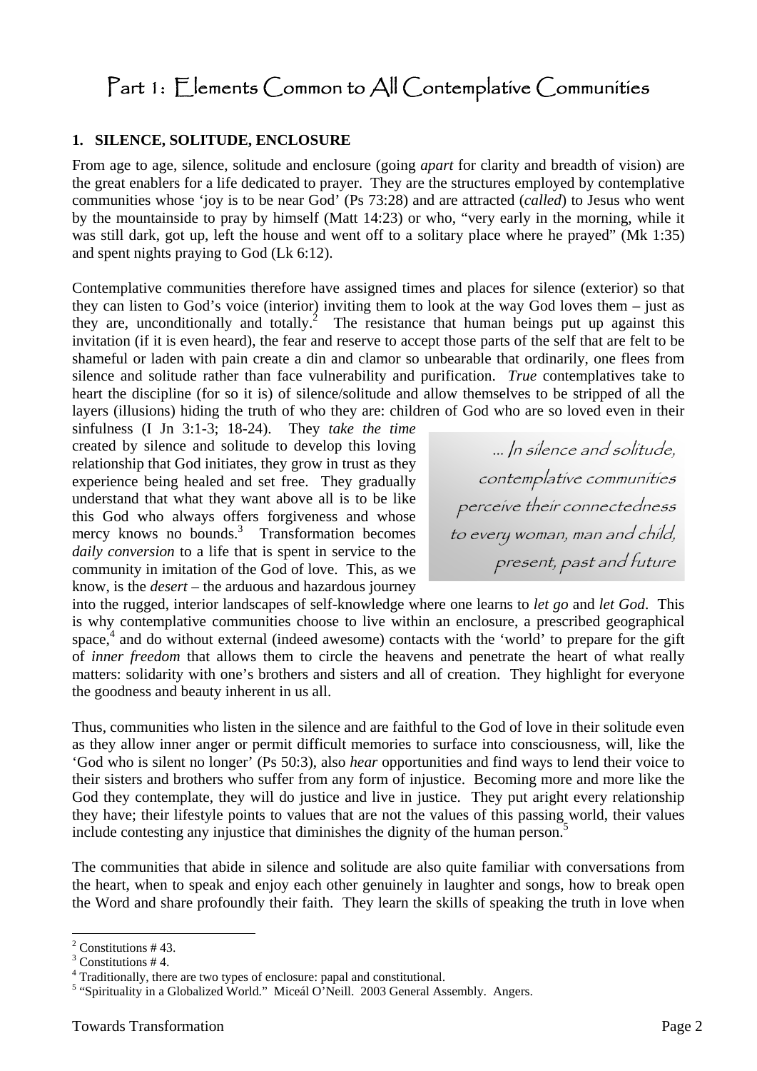# Part 1: Elements Common to All Contemplative Communities

## 1. SILENCE, SOLITUDE, ENCLOSURE

From age to age, silence, solitude and enclosure (going *apart* for clarity and breadth of vision) are the great enablers for a life dedicated to prayer. They are the structures employed by contemplative communities whose 'joy is to be near God' (Ps 73:28) and are attracted (*called*) to Jesus who went by the mountainside to pray by himself (Matt 14:23) or who, "very early in the morning, while it was still dark, got up, left the house and went off to a solitary place where he prayed" (Mk 1:35) and spent nights praying to God (Lk 6:12).

Contemplative communities therefore have assigned times and places for silence (exterior) so that they can listen to God's voice (interior) inviting them to look at the way God loves them – just as they are, unconditionally and totally.[2] The resistance that human beings put up against this invitation (if it is even heard), the fear and reserve to accept those parts of the self that are felt to be shameful or laden with pain create a din and clamor so unbearable that ordinarily, one flees from silence and solitude rather than face vulnerability and purification. *True* contemplatives take to heart the discipline (for so it is) of silence/solitude and allow themselves to be stripped of all the layers (illusions) hiding the truth of who they are: children of God who are so loved even in their sinfulness (I Jn 3:1-3; 18-24). They *take the time* created by silence and solitude to develop this loving relationship that God initiates, they grow in trust as they experience being healed and set free. They gradually understand that what they want above all is to be like this God who always offers forgiveness and whose mercy knows no bounds.[3] Transformation becomes *daily conversion* to a life that is spent in service to the community in imitation of the God of love. This, as we know, is the *desert* – the arduous and hazardous journey into the rugged, interior landscapes of self-knowledge where one learns to *let go* and *let God*. This is why contemplative communities choose to live within an enclosure, a prescribed geographical space,[4] and do without external (indeed awesome) contacts with the 'world' to prepare for the gift of *inner freedom* that allows them to circle the heavens and penetrate the heart of what really matters: solidarity with one's brothers and sisters and all of creation. They highlight for everyone the goodness and beauty inherent in us all.

> *... In silence and solitude, contemplative communities perceive their connectedness to every woman, man and child, present, past and future*

Thus, communities who listen in the silence and are faithful to the God of love in their solitude even as they allow inner anger or permit difficult memories to surface into consciousness, will, like the 'God who is silent no longer' (Ps 50:3), also *hear* opportunities and find ways to lend their voice to their sisters and brothers who suffer from any form of injustice. Becoming more and more like the God they contemplate, they will do justice and live in justice. They put aright every relationship they have; their lifestyle points to values that are not the values of this passing world, their values include contesting any injustice that diminishes the dignity of the human person.[5]

The communities that abide in silence and solitude are also quite familiar with conversations from the heart, when to speak and enjoy each other genuinely in laughter and songs, how to break open the Word and share profoundly their faith. They learn the skills of speaking the truth in love when

---

[2] Constitutions # 43.

[3] Constitutions # 4.

[4] Traditionally, there are two types of enclosure: papal and constitutional.

[5] "Spirituality in a Globalized World." Miceál O'Neill. 2003 General Assembly. Angers.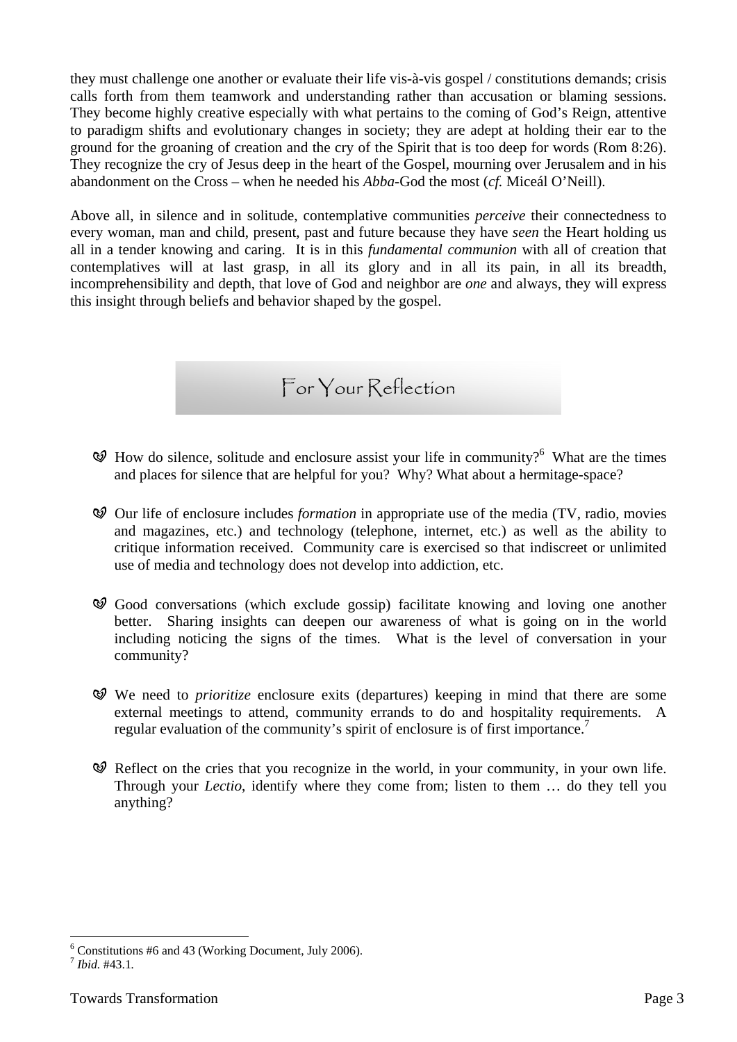they must challenge one another or evaluate their life vis-à-vis gospel / constitutions demands; crisis calls forth from them teamwork and understanding rather than accusation or blaming sessions. They become highly creative especially with what pertains to the coming of God's Reign, attentive to paradigm shifts and evolutionary changes in society; they are adept at holding their ear to the ground for the groaning of creation and the cry of the Spirit that is too deep for words (Rom 8:26). They recognize the cry of Jesus deep in the heart of the Gospel, mourning over Jerusalem and in his abandonment on the Cross – when he needed his *Abba*-God the most (*cf.* Miceál O'Neill).

Above all, in silence and in solitude, contemplative communities *perceive* their connectedness to every woman, man and child, present, past and future because they have *seen* the Heart holding us all in a tender knowing and caring. It is in this *fundamental communion* with all of creation that contemplatives will at last grasp, in all its glory and in all its pain, in all its breadth, incomprehensibility and depth, that love of God and neighbor are *one* and always, they will express this insight through beliefs and behavior shaped by the gospel.

## For Your Reflection

- How do silence, solitude and enclosure assist your life in community?[6] What are the times and places for silence that are helpful for you? Why? What about a hermitage-space?

- Our life of enclosure includes *formation* in appropriate use of the media (TV, radio, movies and magazines, etc.) and technology (telephone, internet, etc.) as well as the ability to critique information received. Community care is exercised so that indiscreet or unlimited use of media and technology does not develop into addiction, etc.

- Good conversations (which exclude gossip) facilitate knowing and loving one another better. Sharing insights can deepen our awareness of what is going on in the world including noticing the signs of the times. What is the level of conversation in your community?

- We need to *prioritize* enclosure exits (departures) keeping in mind that there are some external meetings to attend, community errands to do and hospitality requirements. A regular evaluation of the community's spirit of enclosure is of first importance.[7]

- Reflect on the cries that you recognize in the world, in your community, in your own life. Through your *Lectio*, identify where they come from; listen to them … do they tell you anything?

---

[6] Constitutions #6 and 43 (Working Document, July 2006).

[7] *Ibid*. #43.1.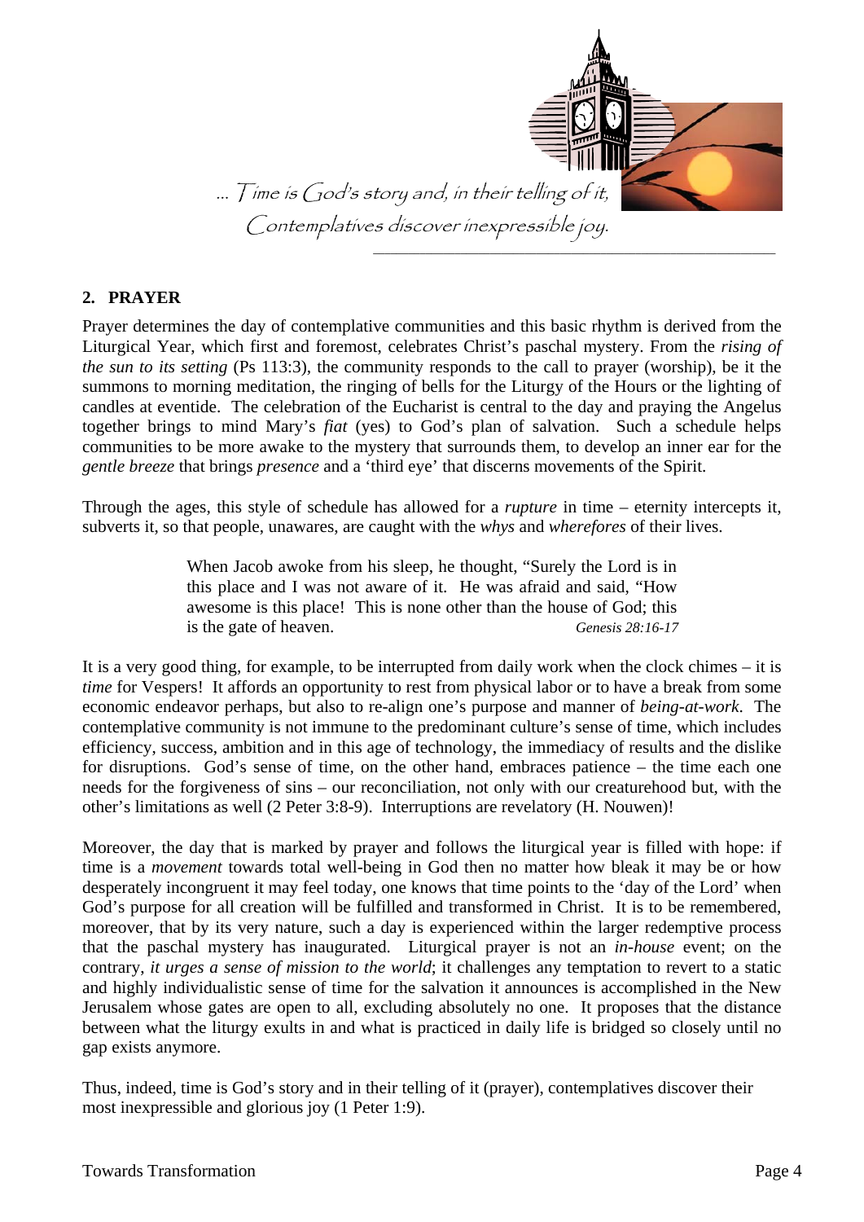*... Time is God's story and, in their telling of it, Contemplatives discover inexpressible joy.*

## 2. PRAYER

Prayer determines the day of contemplative communities and this basic rhythm is derived from the Liturgical Year, which first and foremost, celebrates Christ's paschal mystery. From the *rising of the sun to its setting* (Ps 113:3), the community responds to the call to prayer (worship), be it the summons to morning meditation, the ringing of bells for the Liturgy of the Hours or the lighting of candles at eventide. The celebration of the Eucharist is central to the day and praying the Angelus together brings to mind Mary's *fiat* (yes) to God's plan of salvation. Such a schedule helps communities to be more awake to the mystery that surrounds them, to develop an inner ear for the *gentle breeze* that brings *presence* and a 'third eye' that discerns movements of the Spirit.

Through the ages, this style of schedule has allowed for a *rupture* in time – eternity intercepts it, subverts it, so that people, unawares, are caught with the *whys* and *wherefores* of their lives.

> When Jacob awoke from his sleep, he thought, "Surely the Lord is in this place and I was not aware of it. He was afraid and said, "How awesome is this place! This is none other than the house of God; this is the gate of heaven. *Genesis 28:16-17*

It is a very good thing, for example, to be interrupted from daily work when the clock chimes – it is *time* for Vespers! It affords an opportunity to rest from physical labor or to have a break from some economic endeavor perhaps, but also to re-align one's purpose and manner of *being-at-work*. The contemplative community is not immune to the predominant culture's sense of time, which includes efficiency, success, ambition and in this age of technology, the immediacy of results and the dislike for disruptions. God's sense of time, on the other hand, embraces patience – the time each one needs for the forgiveness of sins – our reconciliation, not only with our creaturehood but, with the other's limitations as well (2 Peter 3:8-9). Interruptions are revelatory (H. Nouwen)!

Moreover, the day that is marked by prayer and follows the liturgical year is filled with hope: if time is a *movement* towards total well-being in God then no matter how bleak it may be or how desperately incongruent it may feel today, one knows that time points to the 'day of the Lord' when God's purpose for all creation will be fulfilled and transformed in Christ. It is to be remembered, moreover, that by its very nature, such a day is experienced within the larger redemptive process that the paschal mystery has inaugurated. Liturgical prayer is not an *in-house* event; on the contrary, *it urges a sense of mission to the world*; it challenges any temptation to revert to a static and highly individualistic sense of time for the salvation it announces is accomplished in the New Jerusalem whose gates are open to all, excluding absolutely no one. It proposes that the distance between what the liturgy exults in and what is practiced in daily life is bridged so closely until no gap exists anymore.

Thus, indeed, time is God's story and in their telling of it (prayer), contemplatives discover their most inexpressible and glorious joy (1 Peter 1:9).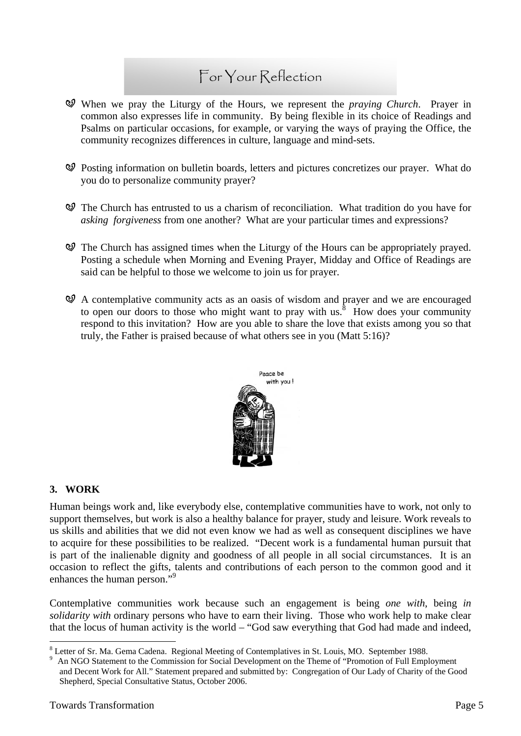## For Your Reflection

- When we pray the Liturgy of the Hours, we represent the *praying Church*. Prayer in common also expresses life in community. By being flexible in its choice of Readings and Psalms on particular occasions, for example, or varying the ways of praying the Office, the community recognizes differences in culture, language and mind-sets.

- Posting information on bulletin boards, letters and pictures concretizes our prayer. What do you do to personalize community prayer?

- The Church has entrusted to us a charism of reconciliation. What tradition do you have for *asking forgiveness* from one another? What are your particular times and expressions?

- The Church has assigned times when the Liturgy of the Hours can be appropriately prayed. Posting a schedule when Morning and Evening Prayer, Midday and Office of Readings are said can be helpful to those we welcome to join us for prayer.

- A contemplative community acts as an oasis of wisdom and prayer and we are encouraged to open our doors to those who might want to pray with us.[8] How does your community respond to this invitation? How are you able to share the love that exists among you so that truly, the Father is praised because of what others see in you (Matt 5:16)?

Peace be with you!

**3. WORK**

Human beings work and, like everybody else, contemplative communities have to work, not only to support themselves, but work is also a healthy balance for prayer, study and leisure. Work reveals to us skills and abilities that we did not even know we had as well as consequent disciplines we have to acquire for these possibilities to be realized. "Decent work is a fundamental human pursuit that is part of the inalienable dignity and goodness of all people in all social circumstances. It is an occasion to reflect the gifts, talents and contributions of each person to the common good and it enhances the human person."[9]

Contemplative communities work because such an engagement is being *one with*, being *in solidarity with* ordinary persons who have to earn their living. Those who work help to make clear that the locus of human activity is the world – "God saw everything that God had made and indeed,

---

[8] Letter of Sr. Ma. Gema Cadena. Regional Meeting of Contemplatives in St. Louis, MO. September 1988.

[9] An NGO Statement to the Commission for Social Development on the Theme of "Promotion of Full Employment and Decent Work for All." Statement prepared and submitted by: Congregation of Our Lady of Charity of the Good Shepherd, Special Consultative Status, October 2006.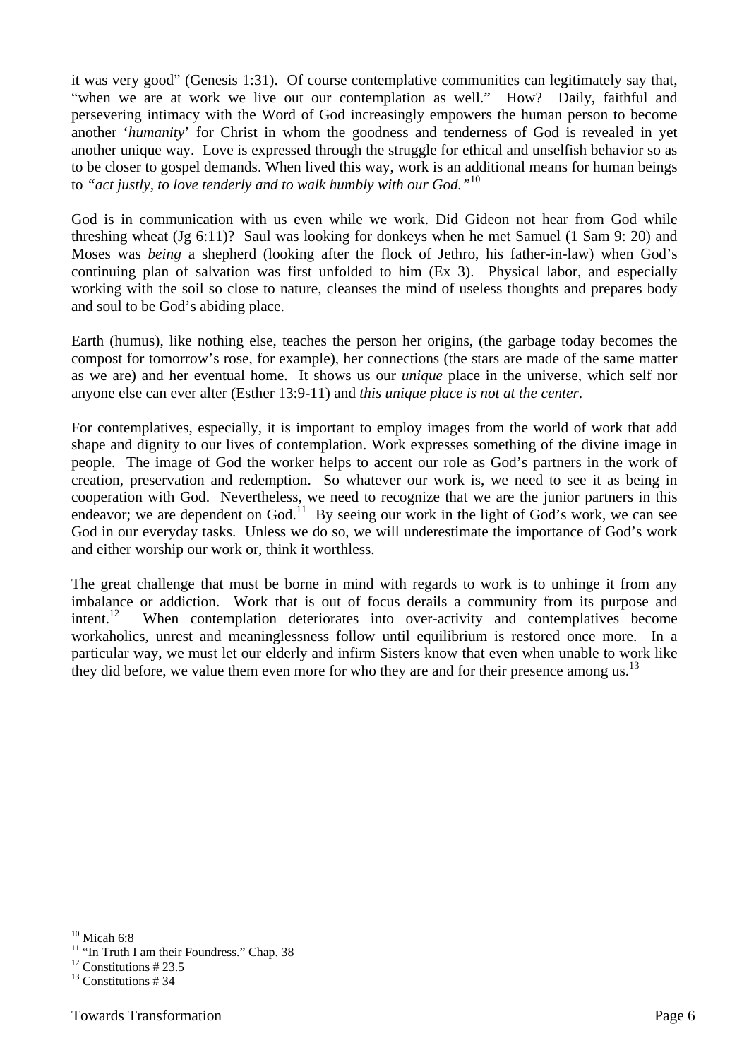it was very good" (Genesis 1:31). Of course contemplative communities can legitimately say that, "when we are at work we live out our contemplation as well." How? Daily, faithful and persevering intimacy with the Word of God increasingly empowers the human person to become another '*humanity*' for Christ in whom the goodness and tenderness of God is revealed in yet another unique way. Love is expressed through the struggle for ethical and unselfish behavior so as to be closer to gospel demands. When lived this way, work is an additional means for human beings to *"act justly, to love tenderly and to walk humbly with our God."*[10]

God is in communication with us even while we work. Did Gideon not hear from God while threshing wheat (Jg 6:11)? Saul was looking for donkeys when he met Samuel (1 Sam 9: 20) and Moses was *being* a shepherd (looking after the flock of Jethro, his father-in-law) when God's continuing plan of salvation was first unfolded to him (Ex 3). Physical labor, and especially working with the soil so close to nature, cleanses the mind of useless thoughts and prepares body and soul to be God's abiding place.

Earth (humus), like nothing else, teaches the person her origins, (the garbage today becomes the compost for tomorrow's rose, for example), her connections (the stars are made of the same matter as we are) and her eventual home. It shows us our *unique* place in the universe, which self nor anyone else can ever alter (Esther 13:9-11) and *this unique place is not at the center*.

For contemplatives, especially, it is important to employ images from the world of work that add shape and dignity to our lives of contemplation. Work expresses something of the divine image in people. The image of God the worker helps to accent our role as God's partners in the work of creation, preservation and redemption. So whatever our work is, we need to see it as being in cooperation with God. Nevertheless, we need to recognize that we are the junior partners in this endeavor; we are dependent on God.[11] By seeing our work in the light of God's work, we can see God in our everyday tasks. Unless we do so, we will underestimate the importance of God's work and either worship our work or, think it worthless.

The great challenge that must be borne in mind with regards to work is to unhinge it from any imbalance or addiction. Work that is out of focus derails a community from its purpose and intent.[12] When contemplation deteriorates into over-activity and contemplatives become workaholics, unrest and meaninglessness follow until equilibrium is restored once more. In a particular way, we must let our elderly and infirm Sisters know that even when unable to work like they did before, we value them even more for who they are and for their presence among us.[13]

---

[10] Micah 6:8

[11] "In Truth I am their Foundress." Chap. 38

[12] Constitutions # 23.5

[13] Constitutions # 34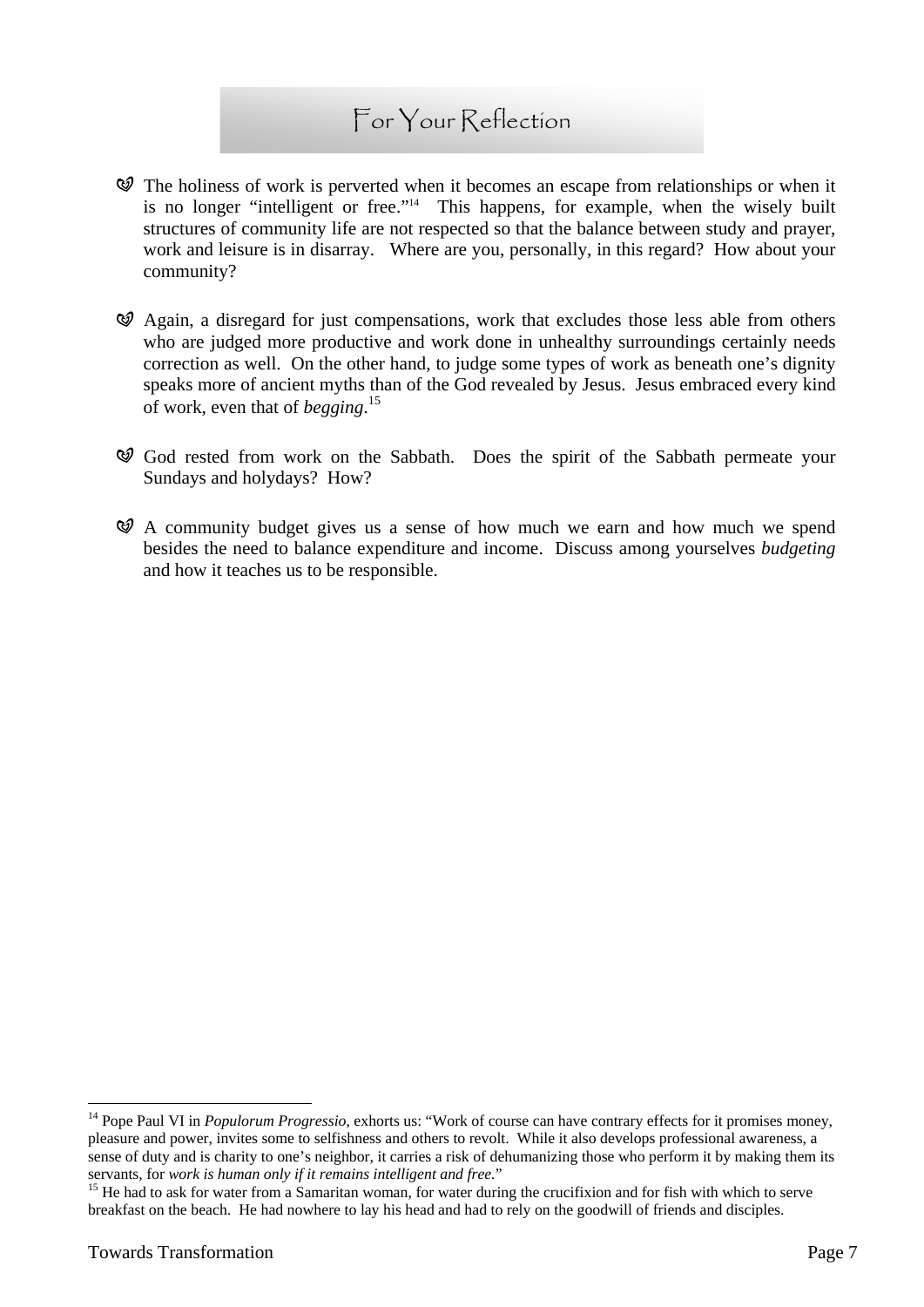## For Your Reflection

- The holiness of work is perverted when it becomes an escape from relationships or when it is no longer "intelligent or free."[14] This happens, for example, when the wisely built structures of community life are not respected so that the balance between study and prayer, work and leisure is in disarray. Where are you, personally, in this regard? How about your community?

- Again, a disregard for just compensations, work that excludes those less able from others who are judged more productive and work done in unhealthy surroundings certainly needs correction as well. On the other hand, to judge some types of work as beneath one's dignity speaks more of ancient myths than of the God revealed by Jesus. Jesus embraced every kind of work, even that of *begging*.[15]

- God rested from work on the Sabbath. Does the spirit of the Sabbath permeate your Sundays and holydays? How?

- A community budget gives us a sense of how much we earn and how much we spend besides the need to balance expenditure and income. Discuss among yourselves *budgeting* and how it teaches us to be responsible.

---

[14] Pope Paul VI in *Populorum Progressio*, exhorts us: "Work of course can have contrary effects for it promises money, pleasure and power, invites some to selfishness and others to revolt. While it also develops professional awareness, a sense of duty and is charity to one's neighbor, it carries a risk of dehumanizing those who perform it by making them its servants, for *work is human only if it remains intelligent and free.*"

[15] He had to ask for water from a Samaritan woman, for water during the crucifixion and for fish with which to serve breakfast on the beach. He had nowhere to lay his head and had to rely on the goodwill of friends and disciples.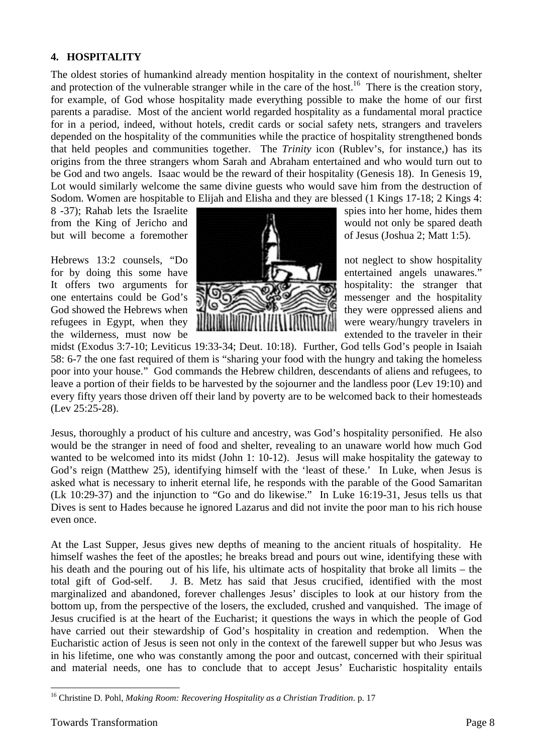## 4. HOSPITALITY

The oldest stories of humankind already mention hospitality in the context of nourishment, shelter and protection of the vulnerable stranger while in the care of the host.[16] There is the creation story, for example, of God whose hospitality made everything possible to make the home of our first parents a paradise. Most of the ancient world regarded hospitality as a fundamental moral practice for in a period, indeed, without hotels, credit cards or social safety nets, strangers and travelers depended on the hospitality of the communities while the practice of hospitality strengthened bonds that held peoples and communities together. The *Trinity* icon (Rublev's, for instance,) has its origins from the three strangers whom Sarah and Abraham entertained and who would turn out to be God and two angels. Isaac would be the reward of their hospitality (Genesis 18). In Genesis 19, Lot would similarly welcome the same divine guests who would save him from the destruction of Sodom. Women are hospitable to Elijah and Elisha and they are blessed (1 Kings 17-18; 2 Kings 4: 8 -37); Rahab lets the Israelite spies into her home, hides them from the King of Jericho and would not only be spared death but will become a foremother of Jesus (Joshua 2; Matt 1:5).

Hebrews 13:2 counsels, "Do not neglect to show hospitality for by doing this some have entertained angels unawares." It offers two arguments for hospitality: the stranger that one entertains could be God's messenger and the hospitality God showed the Hebrews when they were oppressed aliens and refugees in Egypt, when they were weary/hungry travelers in the wilderness, must now be extended to the traveler in their midst (Exodus 3:7-10; Leviticus 19:33-34; Deut. 10:18). Further, God tells God's people in Isaiah 58: 6-7 the one fast required of them is "sharing your food with the hungry and taking the homeless poor into your house." God commands the Hebrew children, descendants of aliens and refugees, to leave a portion of their fields to be harvested by the sojourner and the landless poor (Lev 19:10) and every fifty years those driven off their land by poverty are to be welcomed back to their homesteads (Lev 25:25-28).

Jesus, thoroughly a product of his culture and ancestry, was God's hospitality personified. He also would be the stranger in need of food and shelter, revealing to an unaware world how much God wanted to be welcomed into its midst (John 1: 10-12). Jesus will make hospitality the gateway to God's reign (Matthew 25), identifying himself with the 'least of these.' In Luke, when Jesus is asked what is necessary to inherit eternal life, he responds with the parable of the Good Samaritan (Lk 10:29-37) and the injunction to "Go and do likewise." In Luke 16:19-31, Jesus tells us that Dives is sent to Hades because he ignored Lazarus and did not invite the poor man to his rich house even once.

At the Last Supper, Jesus gives new depths of meaning to the ancient rituals of hospitality. He himself washes the feet of the apostles; he breaks bread and pours out wine, identifying these with his death and the pouring out of his life, his ultimate acts of hospitality that broke all limits – the total gift of God-self. J. B. Metz has said that Jesus crucified, identified with the most marginalized and abandoned, forever challenges Jesus' disciples to look at our history from the bottom up, from the perspective of the losers, the excluded, crushed and vanquished. The image of Jesus crucified is at the heart of the Eucharist; it questions the ways in which the people of God have carried out their stewardship of God's hospitality in creation and redemption. When the Eucharistic action of Jesus is seen not only in the context of the farewell supper but who Jesus was in his lifetime, one who was constantly among the poor and outcast, concerned with their spiritual and material needs, one has to conclude that to accept Jesus' Eucharistic hospitality entails

[16] Christine D. Pohl, *Making Room: Recovering Hospitality as a Christian Tradition*. p. 17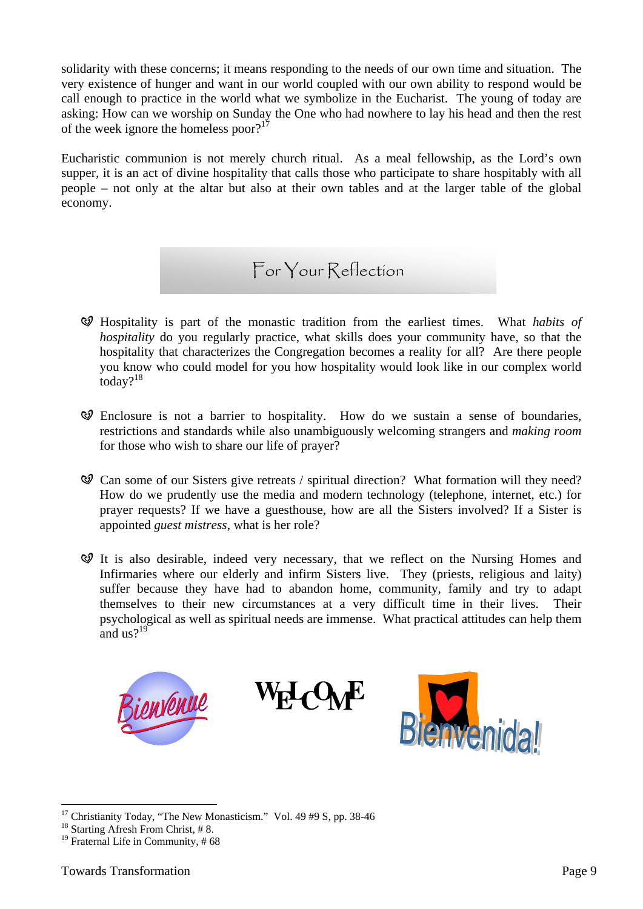solidarity with these concerns; it means responding to the needs of our own time and situation. The very existence of hunger and want in our world coupled with our own ability to respond would be call enough to practice in the world what we symbolize in the Eucharist. The young of today are asking: How can we worship on Sunday the One who had nowhere to lay his head and then the rest of the week ignore the homeless poor?[17]

Eucharistic communion is not merely church ritual. As a meal fellowship, as the Lord's own supper, it is an act of divine hospitality that calls those who participate to share hospitably with all people – not only at the altar but also at their own tables and at the larger table of the global economy.

## For Your Reflection

- Hospitality is part of the monastic tradition from the earliest times. What *habits of hospitality* do you regularly practice, what skills does your community have, so that the hospitality that characterizes the Congregation becomes a reality for all? Are there people you know who could model for you how hospitality would look like in our complex world today?[18]

- Enclosure is not a barrier to hospitality. How do we sustain a sense of boundaries, restrictions and standards while also unambiguously welcoming strangers and *making room* for those who wish to share our life of prayer?

- Can some of our Sisters give retreats / spiritual direction? What formation will they need? How do we prudently use the media and modern technology (telephone, internet, etc.) for prayer requests? If we have a guesthouse, how are all the Sisters involved? If a Sister is appointed *guest mistress*, what is her role?

- It is also desirable, indeed very necessary, that we reflect on the Nursing Homes and Infirmaries where our elderly and infirm Sisters live. They (priests, religious and laity) suffer because they have had to abandon home, community, family and try to adapt themselves to their new circumstances at a very difficult time in their lives. Their psychological as well as spiritual needs are immense. What practical attitudes can help them and us?[19]

Bienvenue WELCOME Bienvenida!

---

[17] Christianity Today, "The New Monasticism." Vol. 49 #9 S, pp. 38-46
[18] Starting Afresh From Christ, # 8.
[19] Fraternal Life in Community, # 68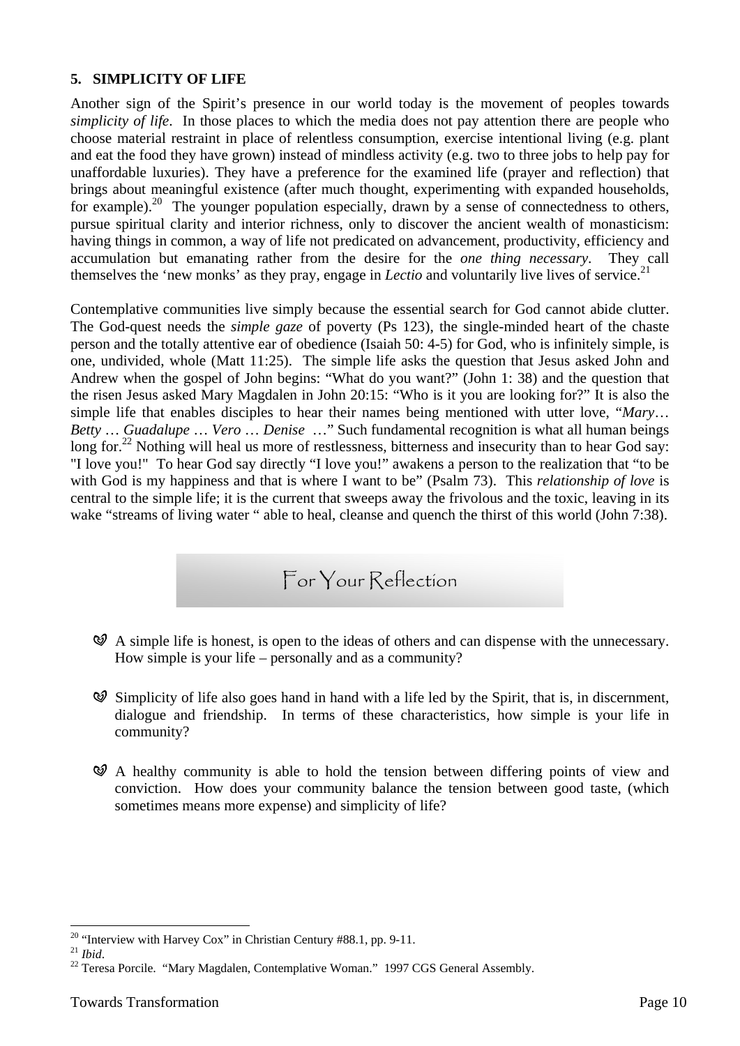## 5. SIMPLICITY OF LIFE

Another sign of the Spirit's presence in our world today is the movement of peoples towards *simplicity of life*. In those places to which the media does not pay attention there are people who choose material restraint in place of relentless consumption, exercise intentional living (e.g. plant and eat the food they have grown) instead of mindless activity (e.g. two to three jobs to help pay for unaffordable luxuries). They have a preference for the examined life (prayer and reflection) that brings about meaningful existence (after much thought, experimenting with expanded households, for example).[20] The younger population especially, drawn by a sense of connectedness to others, pursue spiritual clarity and interior richness, only to discover the ancient wealth of monasticism: having things in common, a way of life not predicated on advancement, productivity, efficiency and accumulation but emanating rather from the desire for the *one thing necessary*. They call themselves the 'new monks' as they pray, engage in *Lectio* and voluntarily live lives of service.[21]

Contemplative communities live simply because the essential search for God cannot abide clutter. The God-quest needs the *simple gaze* of poverty (Ps 123), the single-minded heart of the chaste person and the totally attentive ear of obedience (Isaiah 50: 4-5) for God, who is infinitely simple, is one, undivided, whole (Matt 11:25). The simple life asks the question that Jesus asked John and Andrew when the gospel of John begins: "What do you want?" (John 1: 38) and the question that the risen Jesus asked Mary Magdalen in John 20:15: "Who is it you are looking for?" It is also the simple life that enables disciples to hear their names being mentioned with utter love, "*Mary… Betty … Guadalupe … Vero … Denise* …" Such fundamental recognition is what all human beings long for.[22] Nothing will heal us more of restlessness, bitterness and insecurity than to hear God say: "I love you!" To hear God say directly "I love you!" awakens a person to the realization that "to be with God is my happiness and that is where I want to be" (Psalm 73). This *relationship of love* is central to the simple life; it is the current that sweeps away the frivolous and the toxic, leaving in its wake "streams of living water " able to heal, cleanse and quench the thirst of this world (John 7:38).

### For Your Reflection

- A simple life is honest, is open to the ideas of others and can dispense with the unnecessary. How simple is your life – personally and as a community?

- Simplicity of life also goes hand in hand with a life led by the Spirit, that is, in discernment, dialogue and friendship. In terms of these characteristics, how simple is your life in community?

- A healthy community is able to hold the tension between differing points of view and conviction. How does your community balance the tension between good taste, (which sometimes means more expense) and simplicity of life?

---

[20] "Interview with Harvey Cox" in Christian Century #88.1, pp. 9-11.

[21] *Ibid*.

[22] Teresa Porcile. "Mary Magdalen, Contemplative Woman." 1997 CGS General Assembly.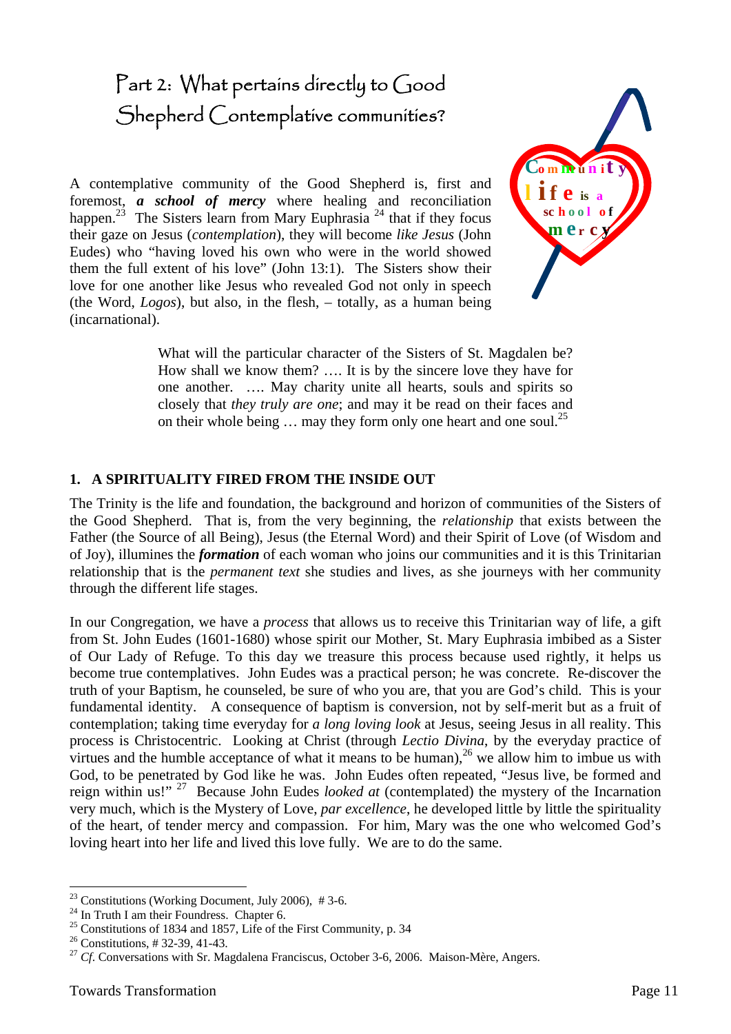# Part 2: What pertains directly to Good Shepherd Contemplative communities?

Community life is a school of mercy

A contemplative community of the Good Shepherd is, first and foremost, ***a school of mercy*** where healing and reconciliation happen.[23] The Sisters learn from Mary Euphrasia [24] that if they focus their gaze on Jesus (*contemplation*), they will become *like Jesus* (John Eudes) who "having loved his own who were in the world showed them the full extent of his love" (John 13:1). The Sisters show their love for one another like Jesus who revealed God not only in speech (the Word, *Logos*), but also, in the flesh, – totally, as a human being (incarnational).

> What will the particular character of the Sisters of St. Magdalen be? How shall we know them? …. It is by the sincere love they have for one another. …. May charity unite all hearts, souls and spirits so closely that *they truly are one*; and may it be read on their faces and on their whole being … may they form only one heart and one soul.[25]

## 1. A SPIRITUALITY FIRED FROM THE INSIDE OUT

The Trinity is the life and foundation, the background and horizon of communities of the Sisters of the Good Shepherd. That is, from the very beginning, the *relationship* that exists between the Father (the Source of all Being), Jesus (the Eternal Word) and their Spirit of Love (of Wisdom and of Joy), illumines the ***formation*** of each woman who joins our communities and it is this Trinitarian relationship that is the *permanent text* she studies and lives, as she journeys with her community through the different life stages.

In our Congregation, we have a *process* that allows us to receive this Trinitarian way of life, a gift from St. John Eudes (1601-1680) whose spirit our Mother, St. Mary Euphrasia imbibed as a Sister of Our Lady of Refuge. To this day we treasure this process because used rightly, it helps us become true contemplatives. John Eudes was a practical person; he was concrete. Re-discover the truth of your Baptism, he counseled, be sure of who you are, that you are God's child. This is your fundamental identity. A consequence of baptism is conversion, not by self-merit but as a fruit of contemplation; taking time everyday for *a long loving look* at Jesus, seeing Jesus in all reality. This process is Christocentric. Looking at Christ (through *Lectio Divina*, by the everyday practice of virtues and the humble acceptance of what it means to be human),[26] we allow him to imbue us with God, to be penetrated by God like he was. John Eudes often repeated, "Jesus live, be formed and reign within us!" [27] Because John Eudes *looked at* (contemplated) the mystery of the Incarnation very much, which is the Mystery of Love, *par excellence*, he developed little by little the spirituality of the heart, of tender mercy and compassion. For him, Mary was the one who welcomed God's loving heart into her life and lived this love fully. We are to do the same.

---

[23] Constitutions (Working Document, July 2006), # 3-6.

[24] In Truth I am their Foundress. Chapter 6.

[25] Constitutions of 1834 and 1857, Life of the First Community, p. 34

[26] Constitutions, # 32-39, 41-43.

[27] *Cf*. Conversations with Sr. Magdalena Franciscus, October 3-6, 2006. Maison-Mère, Angers.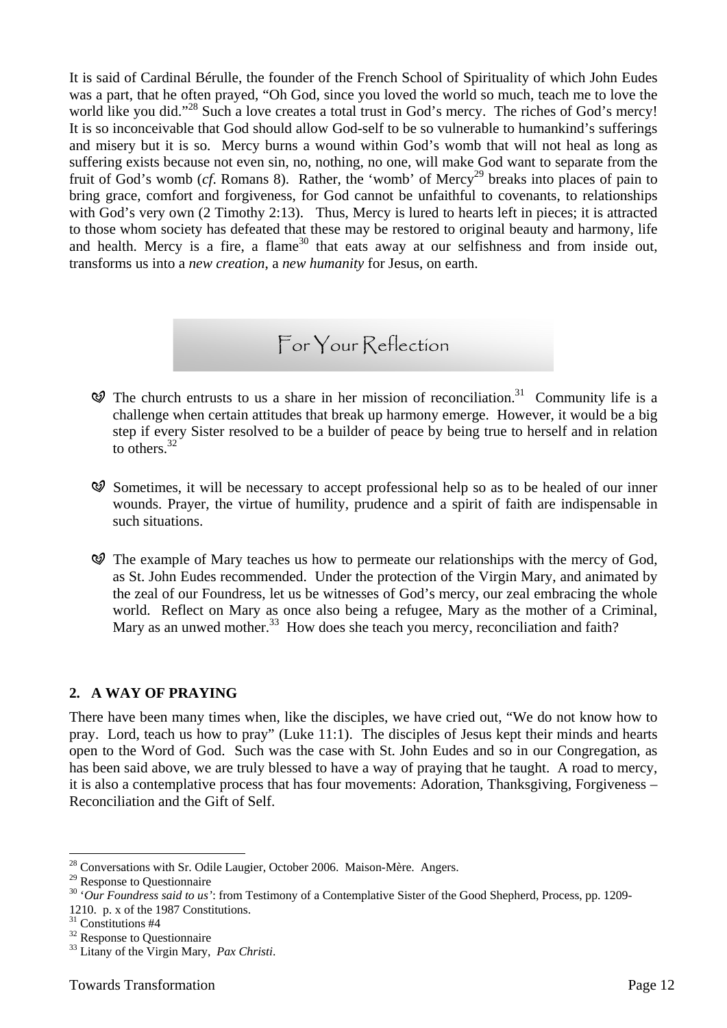It is said of Cardinal Bérulle, the founder of the French School of Spirituality of which John Eudes was a part, that he often prayed, "Oh God, since you loved the world so much, teach me to love the world like you did."[28] Such a love creates a total trust in God's mercy. The riches of God's mercy! It is so inconceivable that God should allow God-self to be so vulnerable to humankind's sufferings and misery but it is so. Mercy burns a wound within God's womb that will not heal as long as suffering exists because not even sin, no, nothing, no one, will make God want to separate from the fruit of God's womb (*cf.* Romans 8). Rather, the 'womb' of Mercy[29] breaks into places of pain to bring grace, comfort and forgiveness, for God cannot be unfaithful to covenants, to relationships with God's very own (2 Timothy 2:13). Thus, Mercy is lured to hearts left in pieces; it is attracted to those whom society has defeated that these may be restored to original beauty and harmony, life and health. Mercy is a fire, a flame[30] that eats away at our selfishness and from inside out, transforms us into a *new creation*, a *new humanity* for Jesus, on earth.

### For Your Reflection

- The church entrusts to us a share in her mission of reconciliation.[31] Community life is a challenge when certain attitudes that break up harmony emerge. However, it would be a big step if every Sister resolved to be a builder of peace by being true to herself and in relation to others.[32]

- Sometimes, it will be necessary to accept professional help so as to be healed of our inner wounds. Prayer, the virtue of humility, prudence and a spirit of faith are indispensable in such situations.

- The example of Mary teaches us how to permeate our relationships with the mercy of God, as St. John Eudes recommended. Under the protection of the Virgin Mary, and animated by the zeal of our Foundress, let us be witnesses of God's mercy, our zeal embracing the whole world. Reflect on Mary as once also being a refugee, Mary as the mother of a Criminal, Mary as an unwed mother.[33] How does she teach you mercy, reconciliation and faith?

## 2. A WAY OF PRAYING

There have been many times when, like the disciples, we have cried out, "We do not know how to pray. Lord, teach us how to pray" (Luke 11:1). The disciples of Jesus kept their minds and hearts open to the Word of God. Such was the case with St. John Eudes and so in our Congregation, as has been said above, we are truly blessed to have a way of praying that he taught. A road to mercy, it is also a contemplative process that has four movements: Adoration, Thanksgiving, Forgiveness – Reconciliation and the Gift of Self.

---

[28] Conversations with Sr. Odile Laugier, October 2006. Maison-Mère. Angers.
[29] Response to Questionnaire
[30] '*Our Foundress said to us'*: from Testimony of a Contemplative Sister of the Good Shepherd, Process, pp. 1209-1210. p. x of the 1987 Constitutions.
[31] Constitutions #4
[32] Response to Questionnaire
[33] Litany of the Virgin Mary, *Pax Christi*.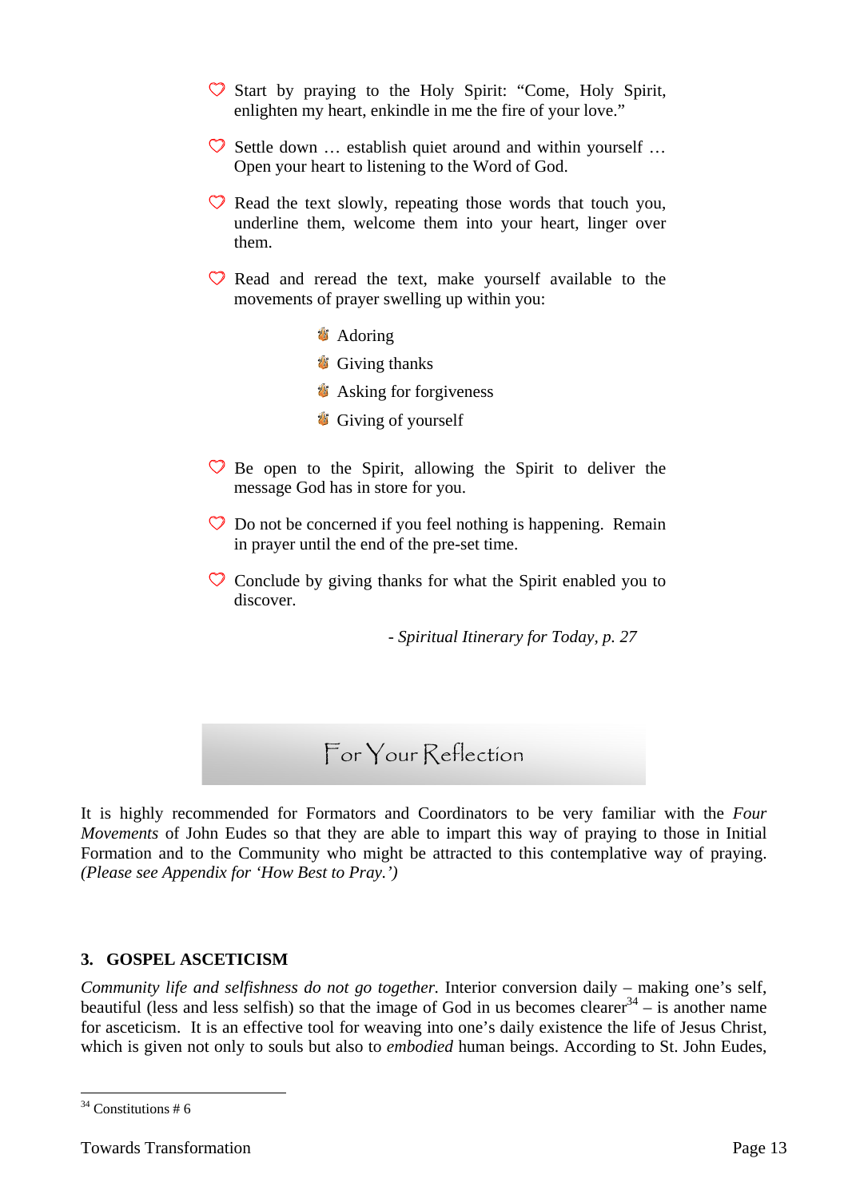- Start by praying to the Holy Spirit: "Come, Holy Spirit, enlighten my heart, enkindle in me the fire of your love."

- Settle down … establish quiet around and within yourself … Open your heart to listening to the Word of God.

- Read the text slowly, repeating those words that touch you, underline them, welcome them into your heart, linger over them.

- Read and reread the text, make yourself available to the movements of prayer swelling up within you:

  - Adoring
  - Giving thanks
  - Asking for forgiveness
  - Giving of yourself

- Be open to the Spirit, allowing the Spirit to deliver the message God has in store for you.

- Do not be concerned if you feel nothing is happening. Remain in prayer until the end of the pre-set time.

- Conclude by giving thanks for what the Spirit enabled you to discover.

*- Spiritual Itinerary for Today, p. 27*

## For Your Reflection

It is highly recommended for Formators and Coordinators to be very familiar with the *Four Movements* of John Eudes so that they are able to impart this way of praying to those in Initial Formation and to the Community who might be attracted to this contemplative way of praying. *(Please see Appendix for 'How Best to Pray.')*

### 3. GOSPEL ASCETICISM

*Community life and selfishness do not go together.* Interior conversion daily – making one's self, beautiful (less and less selfish) so that the image of God in us becomes clearer[34] – is another name for asceticism. It is an effective tool for weaving into one's daily existence the life of Jesus Christ, which is given not only to souls but also to *embodied* human beings. According to St. John Eudes,

[34] Constitutions # 6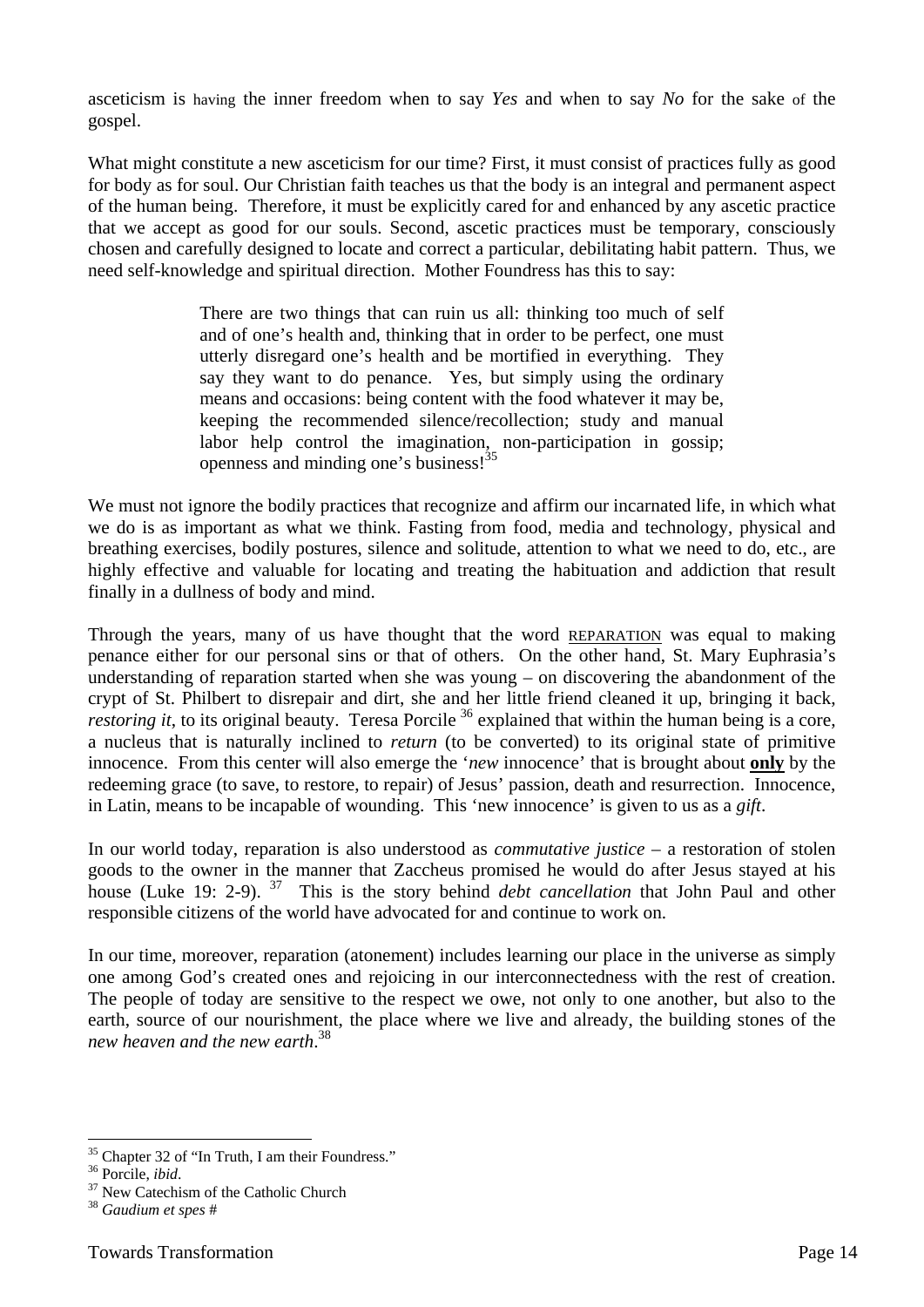asceticism is having the inner freedom when to say *Yes* and when to say *No* for the sake of the gospel.

What might constitute a new asceticism for our time? First, it must consist of practices fully as good for body as for soul. Our Christian faith teaches us that the body is an integral and permanent aspect of the human being. Therefore, it must be explicitly cared for and enhanced by any ascetic practice that we accept as good for our souls. Second, ascetic practices must be temporary, consciously chosen and carefully designed to locate and correct a particular, debilitating habit pattern. Thus, we need self-knowledge and spiritual direction. Mother Foundress has this to say:

> There are two things that can ruin us all: thinking too much of self and of one's health and, thinking that in order to be perfect, one must utterly disregard one's health and be mortified in everything. They say they want to do penance. Yes, but simply using the ordinary means and occasions: being content with the food whatever it may be, keeping the recommended silence/recollection; study and manual labor help control the imagination, non-participation in gossip; openness and minding one's business![35]

We must not ignore the bodily practices that recognize and affirm our incarnated life, in which what we do is as important as what we think. Fasting from food, media and technology, physical and breathing exercises, bodily postures, silence and solitude, attention to what we need to do, etc., are highly effective and valuable for locating and treating the habituation and addiction that result finally in a dullness of body and mind.

Through the years, many of us have thought that the word REPARATION was equal to making penance either for our personal sins or that of others. On the other hand, St. Mary Euphrasia's understanding of reparation started when she was young – on discovering the abandonment of the crypt of St. Philbert to disrepair and dirt, she and her little friend cleaned it up, bringing it back, *restoring it*, to its original beauty. Teresa Porcile [36] explained that within the human being is a core, a nucleus that is naturally inclined to *return* (to be converted) to its original state of primitive innocence. From this center will also emerge the '*new* innocence' that is brought about **only** by the redeeming grace (to save, to restore, to repair) of Jesus' passion, death and resurrection. Innocence, in Latin, means to be incapable of wounding. This 'new innocence' is given to us as a *gift*.

In our world today, reparation is also understood as *commutative justice* – a restoration of stolen goods to the owner in the manner that Zaccheus promised he would do after Jesus stayed at his house (Luke 19: 2-9). [37] This is the story behind *debt cancellation* that John Paul and other responsible citizens of the world have advocated for and continue to work on.

In our time, moreover, reparation (atonement) includes learning our place in the universe as simply one among God's created ones and rejoicing in our interconnectedness with the rest of creation. The people of today are sensitive to the respect we owe, not only to one another, but also to the earth, source of our nourishment, the place where we live and already, the building stones of the *new heaven and the new earth*.[38]

---

[35] Chapter 32 of "In Truth, I am their Foundress."

[36] Porcile, *ibid*.

[37] New Catechism of the Catholic Church

[38] *Gaudium et spes #*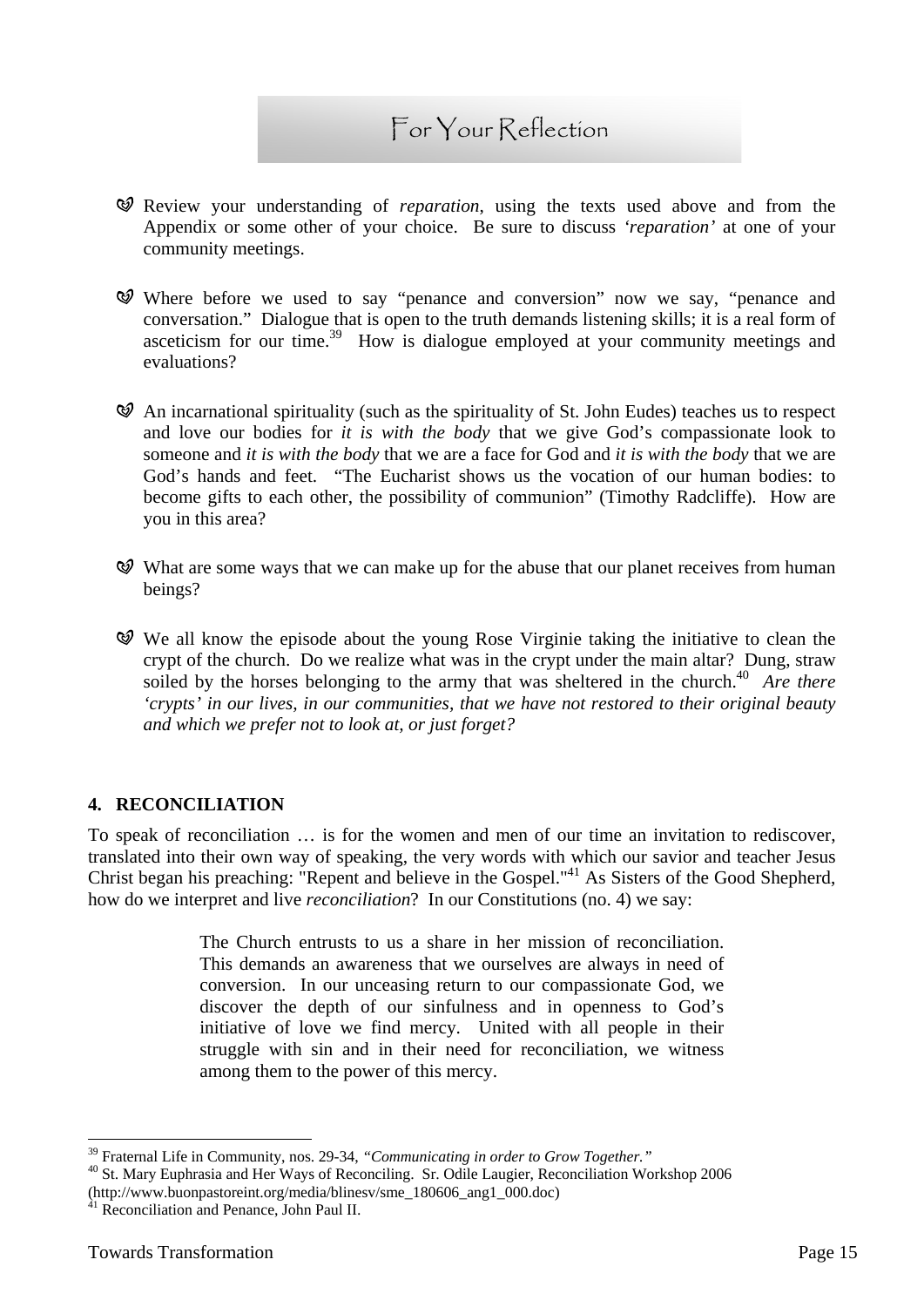## For Your Reflection

- Review your understanding of *reparation*, using the texts used above and from the Appendix or some other of your choice. Be sure to discuss *'reparation'* at one of your community meetings.

- Where before we used to say "penance and conversion" now we say, "penance and conversation." Dialogue that is open to the truth demands listening skills; it is a real form of asceticism for our time.[39] How is dialogue employed at your community meetings and evaluations?

- An incarnational spirituality (such as the spirituality of St. John Eudes) teaches us to respect and love our bodies for *it is with the body* that we give God's compassionate look to someone and *it is with the body* that we are a face for God and *it is with the body* that we are God's hands and feet. "The Eucharist shows us the vocation of our human bodies: to become gifts to each other, the possibility of communion" (Timothy Radcliffe). How are you in this area?

- What are some ways that we can make up for the abuse that our planet receives from human beings?

- We all know the episode about the young Rose Virginie taking the initiative to clean the crypt of the church. Do we realize what was in the crypt under the main altar? Dung, straw soiled by the horses belonging to the army that was sheltered in the church.[40] *Are there 'crypts' in our lives, in our communities, that we have not restored to their original beauty and which we prefer not to look at, or just forget?*

### 4. RECONCILIATION

To speak of reconciliation … is for the women and men of our time an invitation to rediscover, translated into their own way of speaking, the very words with which our savior and teacher Jesus Christ began his preaching: "Repent and believe in the Gospel."[41] As Sisters of the Good Shepherd, how do we interpret and live *reconciliation*? In our Constitutions (no. 4) we say:

> The Church entrusts to us a share in her mission of reconciliation. This demands an awareness that we ourselves are always in need of conversion. In our unceasing return to our compassionate God, we discover the depth of our sinfulness and in openness to God's initiative of love we find mercy. United with all people in their struggle with sin and in their need for reconciliation, we witness among them to the power of this mercy.

---

[39] Fraternal Life in Community, nos. 29-34, *"Communicating in order to Grow Together."*

[40] St. Mary Euphrasia and Her Ways of Reconciling. Sr. Odile Laugier, Reconciliation Workshop 2006 (http://www.buonpastoreint.org/media/blinesv/sme_180606_ang1_000.doc)

[41] Reconciliation and Penance, John Paul II.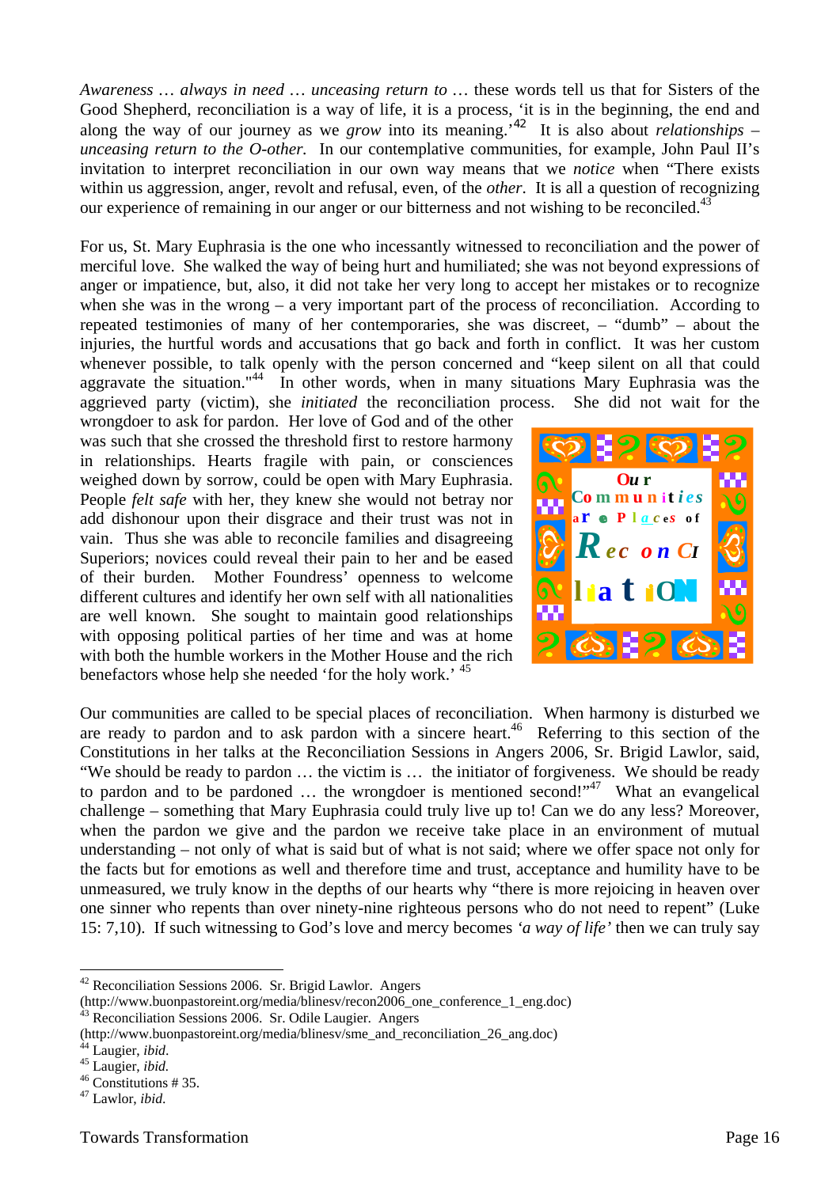*Awareness … always in need … unceasing return to …* these words tell us that for Sisters of the Good Shepherd, reconciliation is a way of life, it is a process, 'it is in the beginning, the end and along the way of our journey as we *grow* into its meaning.'[42] It is also about *relationships – unceasing return to the O-other.* In our contemplative communities, for example, John Paul II's invitation to interpret reconciliation in our own way means that we *notice* when "There exists within us aggression, anger, revolt and refusal, even, of the *other*. It is all a question of recognizing our experience of remaining in our anger or our bitterness and not wishing to be reconciled.[43]

For us, St. Mary Euphrasia is the one who incessantly witnessed to reconciliation and the power of merciful love. She walked the way of being hurt and humiliated; she was not beyond expressions of anger or impatience, but, also, it did not take her very long to accept her mistakes or to recognize when she was in the wrong – a very important part of the process of reconciliation. According to repeated testimonies of many of her contemporaries, she was discreet, – "dumb" – about the injuries, the hurtful words and accusations that go back and forth in conflict. It was her custom whenever possible, to talk openly with the person concerned and "keep silent on all that could aggravate the situation."[44] In other words, when in many situations Mary Euphrasia was the aggrieved party (victim), she *initiated* the reconciliation process. She did not wait for the wrongdoer to ask for pardon. Her love of God and of the other was such that she crossed the threshold first to restore harmony in relationships. Hearts fragile with pain, or consciences weighed down by sorrow, could be open with Mary Euphrasia. People *felt safe* with her, they knew she would not betray nor add dishonour upon their disgrace and their trust was not in vain. Thus she was able to reconcile families and disagreeing Superiors; novices could reveal their pain to her and be eased of their burden. Mother Foundress' openness to welcome different cultures and identify her own self with all nationalities are well known. She sought to maintain good relationships with opposing political parties of her time and was at home with both the humble workers in the Mother House and the rich benefactors whose help she needed 'for the holy work.' [45]

Our Communities are Places of Reconciliation

Our communities are called to be special places of reconciliation. When harmony is disturbed we are ready to pardon and to ask pardon with a sincere heart.[46] Referring to this section of the Constitutions in her talks at the Reconciliation Sessions in Angers 2006, Sr. Brigid Lawlor, said, "We should be ready to pardon … the victim is … the initiator of forgiveness. We should be ready to pardon and to be pardoned … the wrongdoer is mentioned second!"[47] What an evangelical challenge – something that Mary Euphrasia could truly live up to! Can we do any less? Moreover, when the pardon we give and the pardon we receive take place in an environment of mutual understanding – not only of what is said but of what is not said; where we offer space not only for the facts but for emotions as well and therefore time and trust, acceptance and humility have to be unmeasured, we truly know in the depths of our hearts why "there is more rejoicing in heaven over one sinner who repents than over ninety-nine righteous persons who do not need to repent" (Luke 15: 7,10). If such witnessing to God's love and mercy becomes *'a way of life'* then we can truly say

---

[42] Reconciliation Sessions 2006. Sr. Brigid Lawlor. Angers (http://www.buonpastoreint.org/media/blinesv/recon2006_one_conference_1_eng.doc)
[43] Reconciliation Sessions 2006. Sr. Odile Laugier. Angers (http://www.buonpastoreint.org/media/blinesv/sme_and_reconciliation_26_ang.doc)
[44] Laugier, *ibid.*
[45] Laugier, *ibid.*
[46] Constitutions # 35.
[47] Lawlor, *ibid.*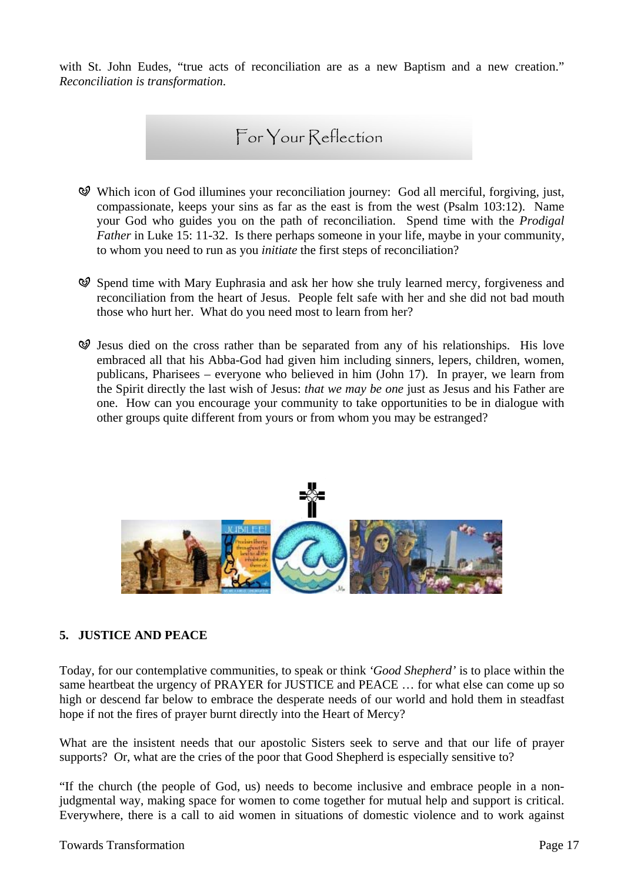with St. John Eudes, "true acts of reconciliation are as a new Baptism and a new creation." *Reconciliation is transformation*.

## For Your Reflection

- Which icon of God illumines your reconciliation journey: God all merciful, forgiving, just, compassionate, keeps your sins as far as the east is from the west (Psalm 103:12). Name your God who guides you on the path of reconciliation. Spend time with the *Prodigal Father* in Luke 15: 11-32. Is there perhaps someone in your life, maybe in your community, to whom you need to run as you *initiate* the first steps of reconciliation?

- Spend time with Mary Euphrasia and ask her how she truly learned mercy, forgiveness and reconciliation from the heart of Jesus. People felt safe with her and she did not bad mouth those who hurt her. What do you need most to learn from her?

- Jesus died on the cross rather than be separated from any of his relationships. His love embraced all that his Abba-God had given him including sinners, lepers, children, women, publicans, Pharisees – everyone who believed in him (John 17). In prayer, we learn from the Spirit directly the last wish of Jesus: *that we may be one* just as Jesus and his Father are one. How can you encourage your community to take opportunities to be in dialogue with other groups quite different from yours or from whom you may be estranged?

## 5. JUSTICE AND PEACE

Today, for our contemplative communities, to speak or think *'Good Shepherd'* is to place within the same heartbeat the urgency of PRAYER for JUSTICE and PEACE … for what else can come up so high or descend far below to embrace the desperate needs of our world and hold them in steadfast hope if not the fires of prayer burnt directly into the Heart of Mercy?

What are the insistent needs that our apostolic Sisters seek to serve and that our life of prayer supports? Or, what are the cries of the poor that Good Shepherd is especially sensitive to?

"If the church (the people of God, us) needs to become inclusive and embrace people in a non-judgmental way, making space for women to come together for mutual help and support is critical. Everywhere, there is a call to aid women in situations of domestic violence and to work against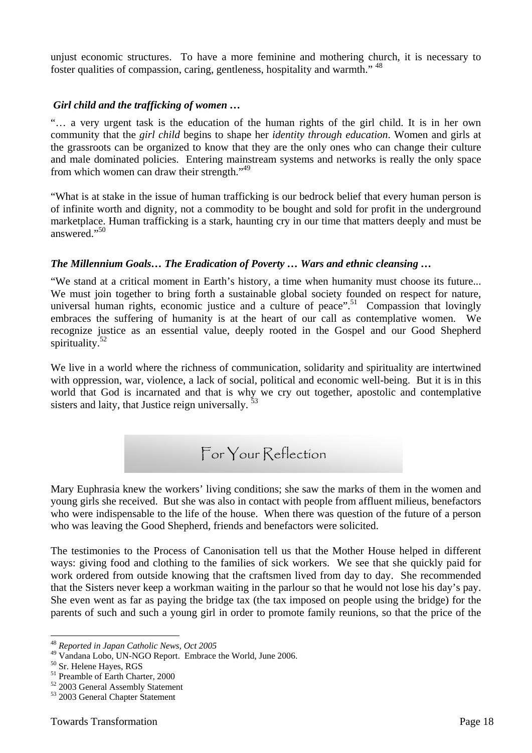unjust economic structures. To have a more feminine and mothering church, it is necessary to foster qualities of compassion, caring, gentleness, hospitality and warmth." [48]

### *Girl child and the trafficking of women …*

"… a very urgent task is the education of the human rights of the girl child. It is in her own community that the *girl child* begins to shape her *identity through education*. Women and girls at the grassroots can be organized to know that they are the only ones who can change their culture and male dominated policies. Entering mainstream systems and networks is really the only space from which women can draw their strength."[49]

"What is at stake in the issue of human trafficking is our bedrock belief that every human person is of infinite worth and dignity, not a commodity to be bought and sold for profit in the underground marketplace. Human trafficking is a stark, haunting cry in our time that matters deeply and must be answered."[50]

### *The Millennium Goals… The Eradication of Poverty … Wars and ethnic cleansing …*

"We stand at a critical moment in Earth's history, a time when humanity must choose its future... We must join together to bring forth a sustainable global society founded on respect for nature, universal human rights, economic justice and a culture of peace".[51] Compassion that lovingly embraces the suffering of humanity is at the heart of our call as contemplative women. We recognize justice as an essential value, deeply rooted in the Gospel and our Good Shepherd spirituality.[52]

We live in a world where the richness of communication, solidarity and spirituality are intertwined with oppression, war, violence, a lack of social, political and economic well-being. But it is in this world that God is incarnated and that is why we cry out together, apostolic and contemplative sisters and laity, that Justice reign universally. [53]

## For Your Reflection

Mary Euphrasia knew the workers' living conditions; she saw the marks of them in the women and young girls she received. But she was also in contact with people from affluent milieus, benefactors who were indispensable to the life of the house. When there was question of the future of a person who was leaving the Good Shepherd, friends and benefactors were solicited.

The testimonies to the Process of Canonisation tell us that the Mother House helped in different ways: giving food and clothing to the families of sick workers. We see that she quickly paid for work ordered from outside knowing that the craftsmen lived from day to day. She recommended that the Sisters never keep a workman waiting in the parlour so that he would not lose his day's pay. She even went as far as paying the bridge tax (the tax imposed on people using the bridge) for the parents of such and such a young girl in order to promote family reunions, so that the price of the

---

[48] *Reported in Japan Catholic News, Oct 2005*
[49] Vandana Lobo, UN-NGO Report. Embrace the World, June 2006.
[50] Sr. Helene Hayes, RGS
[51] Preamble of Earth Charter, 2000
[52] 2003 General Assembly Statement
[53] 2003 General Chapter Statement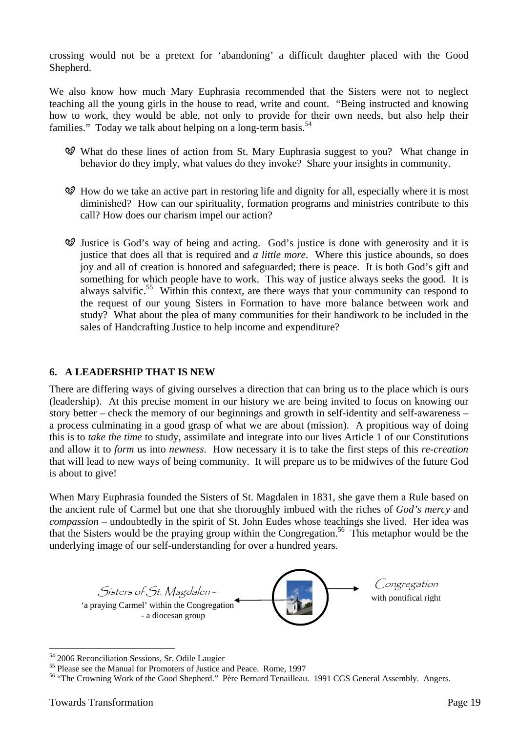crossing would not be a pretext for 'abandoning' a difficult daughter placed with the Good Shepherd.

We also know how much Mary Euphrasia recommended that the Sisters were not to neglect teaching all the young girls in the house to read, write and count. "Being instructed and knowing how to work, they would be able, not only to provide for their own needs, but also help their families." Today we talk about helping on a long-term basis.[54]

- What do these lines of action from St. Mary Euphrasia suggest to you? What change in behavior do they imply, what values do they invoke? Share your insights in community.

- How do we take an active part in restoring life and dignity for all, especially where it is most diminished? How can our spirituality, formation programs and ministries contribute to this call? How does our charism impel our action?

- Justice is God's way of being and acting. God's justice is done with generosity and it is justice that does all that is required and *a little more*. Where this justice abounds, so does joy and all of creation is honored and safeguarded; there is peace. It is both God's gift and something for which people have to work. This way of justice always seeks the good. It is always salvific.[55] Within this context, are there ways that your community can respond to the request of our young Sisters in Formation to have more balance between work and study? What about the plea of many communities for their handiwork to be included in the sales of Handcrafting Justice to help income and expenditure?

## 6. A LEADERSHIP THAT IS NEW

There are differing ways of giving ourselves a direction that can bring us to the place which is ours (leadership). At this precise moment in our history we are being invited to focus on knowing our story better – check the memory of our beginnings and growth in self-identity and self-awareness – a process culminating in a good grasp of what we are about (mission). A propitious way of doing this is to *take the time* to study, assimilate and integrate into our lives Article 1 of our Constitutions and allow it to *form* us into *newness*. How necessary it is to take the first steps of this *re-creation* that will lead to new ways of being community. It will prepare us to be midwives of the future God is about to give!

When Mary Euphrasia founded the Sisters of St. Magdalen in 1831, she gave them a Rule based on the ancient rule of Carmel but one that she thoroughly imbued with the riches of *God's mercy* and *compassion* – undoubtedly in the spirit of St. John Eudes whose teachings she lived. Her idea was that the Sisters would be the praying group within the Congregation.[56] This metaphor would be the underlying image of our self-understanding for over a hundred years.

Sisters of St. Magdalen – 'a praying Carmel' within the Congregation - a diocesan group ← → Congregation with pontifical right

---

[54] 2006 Reconciliation Sessions, Sr. Odile Laugier

[55] Please see the Manual for Promoters of Justice and Peace. Rome, 1997

[56] "The Crowning Work of the Good Shepherd." Père Bernard Tenailleau. 1991 CGS General Assembly. Angers.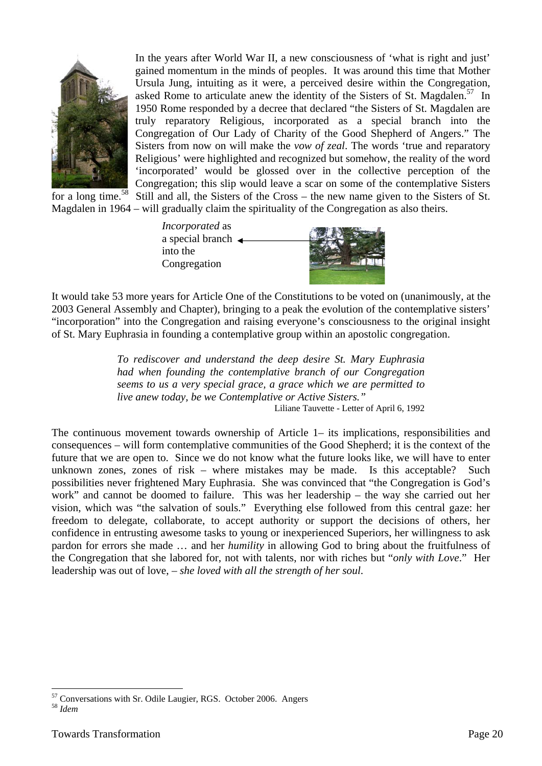In the years after World War II, a new consciousness of 'what is right and just' gained momentum in the minds of peoples. It was around this time that Mother Ursula Jung, intuiting as it were, a perceived desire within the Congregation, asked Rome to articulate anew the identity of the Sisters of St. Magdalen.[57] In 1950 Rome responded by a decree that declared "the Sisters of St. Magdalen are truly reparatory Religious, incorporated as a special branch into the Congregation of Our Lady of Charity of the Good Shepherd of Angers." The Sisters from now on will make the *vow of zeal*. The words 'true and reparatory Religious' were highlighted and recognized but somehow, the reality of the word 'incorporated' would be glossed over in the collective perception of the Congregation; this slip would leave a scar on some of the contemplative Sisters for a long time.[58] Still and all, the Sisters of the Cross – the new name given to the Sisters of St. Magdalen in 1964 – will gradually claim the spirituality of the Congregation as also theirs.

*Incorporated* as a special branch into the Congregation

It would take 53 more years for Article One of the Constitutions to be voted on (unanimously, at the 2003 General Assembly and Chapter), bringing to a peak the evolution of the contemplative sisters' "incorporation" into the Congregation and raising everyone's consciousness to the original insight of St. Mary Euphrasia in founding a contemplative group within an apostolic congregation.

> *To rediscover and understand the deep desire St. Mary Euphrasia had when founding the contemplative branch of our Congregation seems to us a very special grace, a grace which we are permitted to live anew today, be we Contemplative or Active Sisters."*
>
> Liliane Tauvette - Letter of April 6, 1992

The continuous movement towards ownership of Article 1– its implications, responsibilities and consequences – will form contemplative communities of the Good Shepherd; it is the context of the future that we are open to. Since we do not know what the future looks like, we will have to enter unknown zones, zones of risk – where mistakes may be made. Is this acceptable? Such possibilities never frightened Mary Euphrasia. She was convinced that "the Congregation is God's work" and cannot be doomed to failure. This was her leadership – the way she carried out her vision, which was "the salvation of souls." Everything else followed from this central gaze: her freedom to delegate, collaborate, to accept authority or support the decisions of others, her confidence in entrusting awesome tasks to young or inexperienced Superiors, her willingness to ask pardon for errors she made … and her *humility* in allowing God to bring about the fruitfulness of the Congregation that she labored for, not with talents, nor with riches but "*only with Love*." Her leadership was out of love, – *she loved with all the strength of her soul*.

---

[57] Conversations with Sr. Odile Laugier, RGS. October 2006. Angers

[58] *Idem*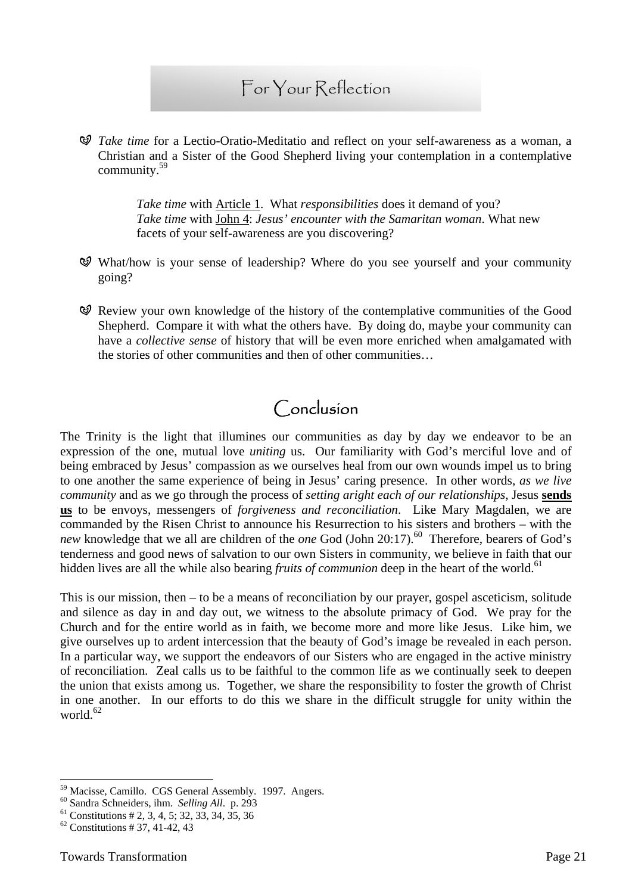## For Your Reflection

- *Take time* for a Lectio-Oratio-Meditatio and reflect on your self-awareness as a woman, a Christian and a Sister of the Good Shepherd living your contemplation in a contemplative community.[59]

    *Take time* with Article 1. What *responsibilities* does it demand of you?
    *Take time* with John 4: *Jesus' encounter with the Samaritan woman*. What new facets of your self-awareness are you discovering?

- What/how is your sense of leadership? Where do you see yourself and your community going?

- Review your own knowledge of the history of the contemplative communities of the Good Shepherd. Compare it with what the others have. By doing do, maybe your community can have a *collective sense* of history that will be even more enriched when amalgamated with the stories of other communities and then of other communities…

## Conclusion

The Trinity is the light that illumines our communities as day by day we endeavor to be an expression of the one, mutual love *uniting* us. Our familiarity with God's merciful love and of being embraced by Jesus' compassion as we ourselves heal from our own wounds impel us to bring to one another the same experience of being in Jesus' caring presence. In other words, *as we live community* and as we go through the process of *setting aright each of our relationships*, Jesus **sends us** to be envoys, messengers of *forgiveness and reconciliation*. Like Mary Magdalen, we are commanded by the Risen Christ to announce his Resurrection to his sisters and brothers – with the *new* knowledge that we all are children of the *one* God (John 20:17).[60] Therefore, bearers of God's tenderness and good news of salvation to our own Sisters in community, we believe in faith that our hidden lives are all the while also bearing *fruits of communion* deep in the heart of the world.[61]

This is our mission, then – to be a means of reconciliation by our prayer, gospel asceticism, solitude and silence as day in and day out, we witness to the absolute primacy of God. We pray for the Church and for the entire world as in faith, we become more and more like Jesus. Like him, we give ourselves up to ardent intercession that the beauty of God's image be revealed in each person. In a particular way, we support the endeavors of our Sisters who are engaged in the active ministry of reconciliation. Zeal calls us to be faithful to the common life as we continually seek to deepen the union that exists among us. Together, we share the responsibility to foster the growth of Christ in one another. In our efforts to do this we share in the difficult struggle for unity within the world.[62]

---

[59] Macisse, Camillo. CGS General Assembly. 1997. Angers.
[60] Sandra Schneiders, ihm. *Selling All*. p. 293
[61] Constitutions # 2, 3, 4, 5; 32, 33, 34, 35, 36
[62] Constitutions # 37, 41-42, 43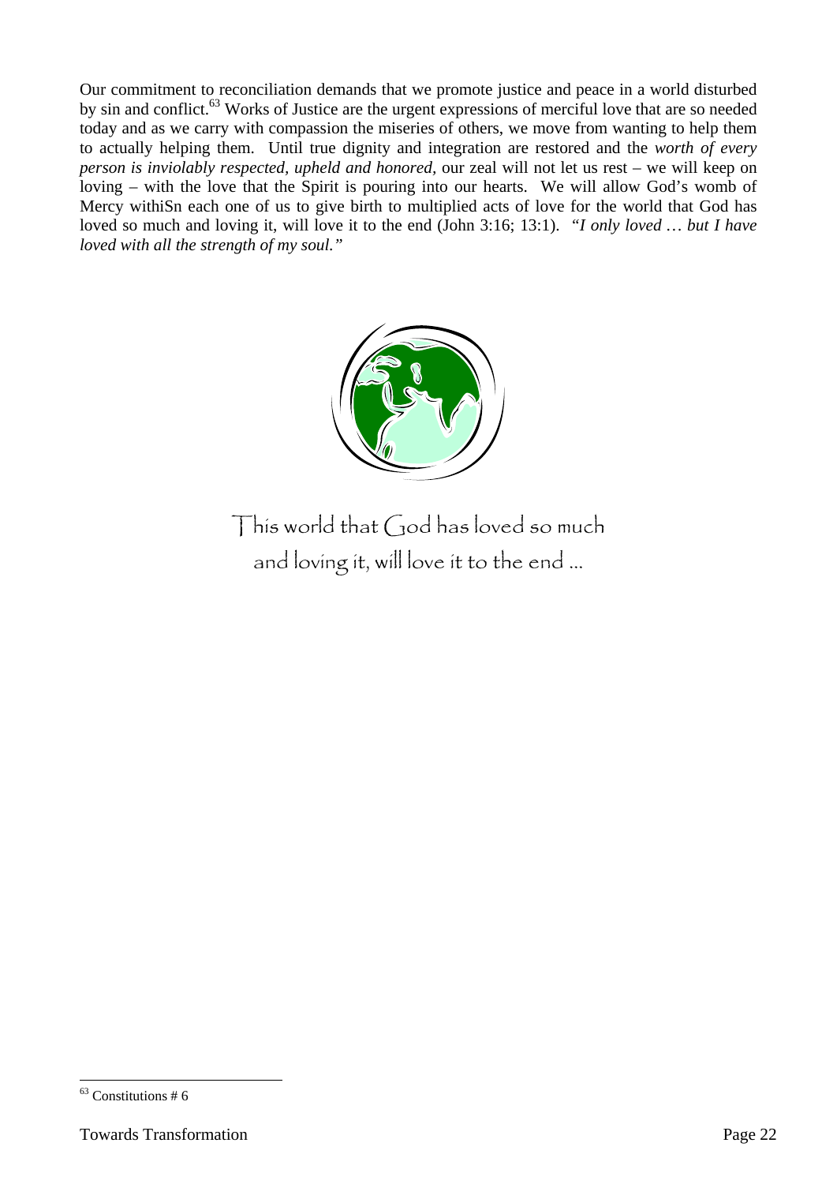Our commitment to reconciliation demands that we promote justice and peace in a world disturbed by sin and conflict.[63] Works of Justice are the urgent expressions of merciful love that are so needed today and as we carry with compassion the miseries of others, we move from wanting to help them to actually helping them. Until true dignity and integration are restored and the *worth of every person is inviolably respected, upheld and honored,* our zeal will not let us rest – we will keep on loving – with the love that the Spirit is pouring into our hearts. We will allow God's womb of Mercy withiSn each one of us to give birth to multiplied acts of love for the world that God has loved so much and loving it, will love it to the end (John 3:16; 13:1). *"I only loved … but I have loved with all the strength of my soul."*

This world that God has loved so much
and loving it, will love it to the end ...

[63] Constitutions # 6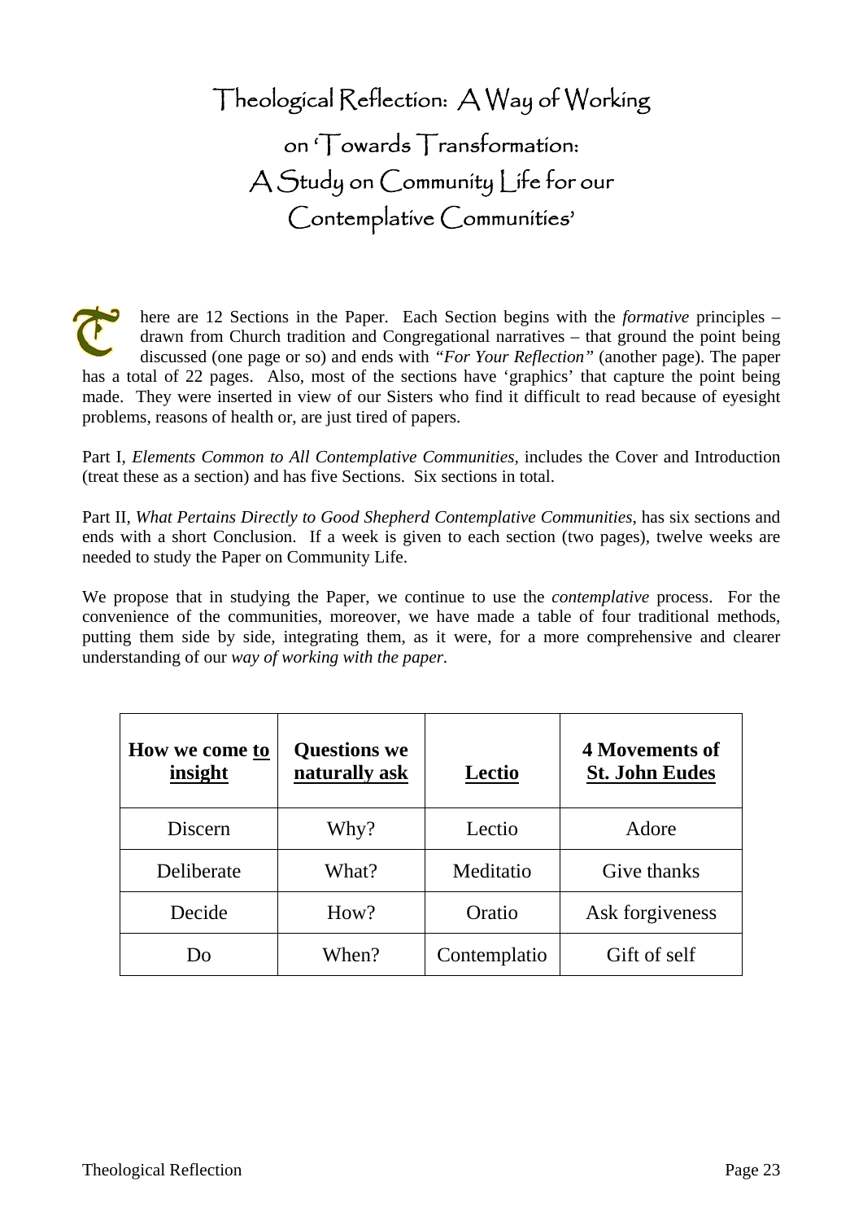# Theological Reflection: A Way of Working on 'Towards Transformation: A Study on Community Life for our Contemplative Communities'

There are 12 Sections in the Paper. Each Section begins with the *formative* principles – drawn from Church tradition and Congregational narratives – that ground the point being discussed (one page or so) and ends with *"For Your Reflection"* (another page). The paper has a total of 22 pages. Also, most of the sections have 'graphics' that capture the point being made. They were inserted in view of our Sisters who find it difficult to read because of eyesight problems, reasons of health or, are just tired of papers.

Part I, *Elements Common to All Contemplative Communities,* includes the Cover and Introduction (treat these as a section) and has five Sections. Six sections in total.

Part II, *What Pertains Directly to Good Shepherd Contemplative Communities*, has six sections and ends with a short Conclusion. If a week is given to each section (two pages), twelve weeks are needed to study the Paper on Community Life.

We propose that in studying the Paper, we continue to use the *contemplative* process. For the convenience of the communities, moreover, we have made a table of four traditional methods, putting them side by side, integrating them, as it were, for a more comprehensive and clearer understanding of our *way of working with the paper*.

| **How we come to insight** | **Questions we naturally ask** | **Lectio** | **4 Movements of St. John Eudes** |
|---|---|---|---|
| Discern | Why? | Lectio | Adore |
| Deliberate | What? | Meditatio | Give thanks |
| Decide | How? | Oratio | Ask forgiveness |
| Do | When? | Contemplatio | Gift of self |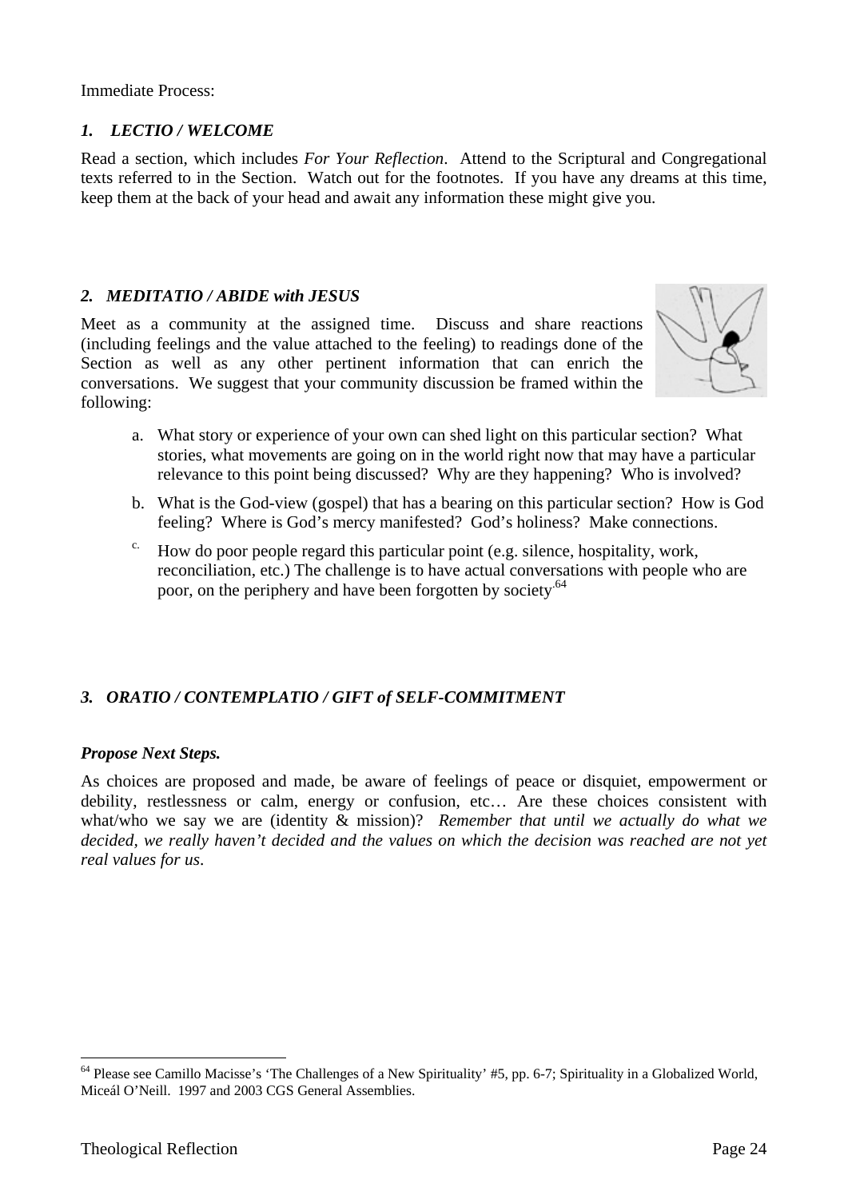Immediate Process:

### *1. LECTIO / WELCOME*

Read a section, which includes *For Your Reflection*. Attend to the Scriptural and Congregational texts referred to in the Section. Watch out for the footnotes. If you have any dreams at this time, keep them at the back of your head and await any information these might give you.

### *2. MEDITATIO / ABIDE with JESUS*

Meet as a community at the assigned time. Discuss and share reactions (including feelings and the value attached to the feeling) to readings done of the Section as well as any other pertinent information that can enrich the conversations. We suggest that your community discussion be framed within the following:

a. What story or experience of your own can shed light on this particular section? What stories, what movements are going on in the world right now that may have a particular relevance to this point being discussed? Why are they happening? Who is involved?

b. What is the God-view (gospel) that has a bearing on this particular section? How is God feeling? Where is God's mercy manifested? God's holiness? Make connections.

c. How do poor people regard this particular point (e.g. silence, hospitality, work, reconciliation, etc.) The challenge is to have actual conversations with people who are poor, on the periphery and have been forgotten by society.[64]

### *3. ORATIO / CONTEMPLATIO / GIFT of SELF-COMMITMENT*

***Propose Next Steps.***

As choices are proposed and made, be aware of feelings of peace or disquiet, empowerment or debility, restlessness or calm, energy or confusion, etc… Are these choices consistent with what/who we say we are (identity & mission)? *Remember that until we actually do what we decided, we really haven't decided and the values on which the decision was reached are not yet real values for us*.

---

[64] Please see Camillo Macisse's 'The Challenges of a New Spirituality' #5, pp. 6-7; Spirituality in a Globalized World, Miceál O'Neill. 1997 and 2003 CGS General Assemblies.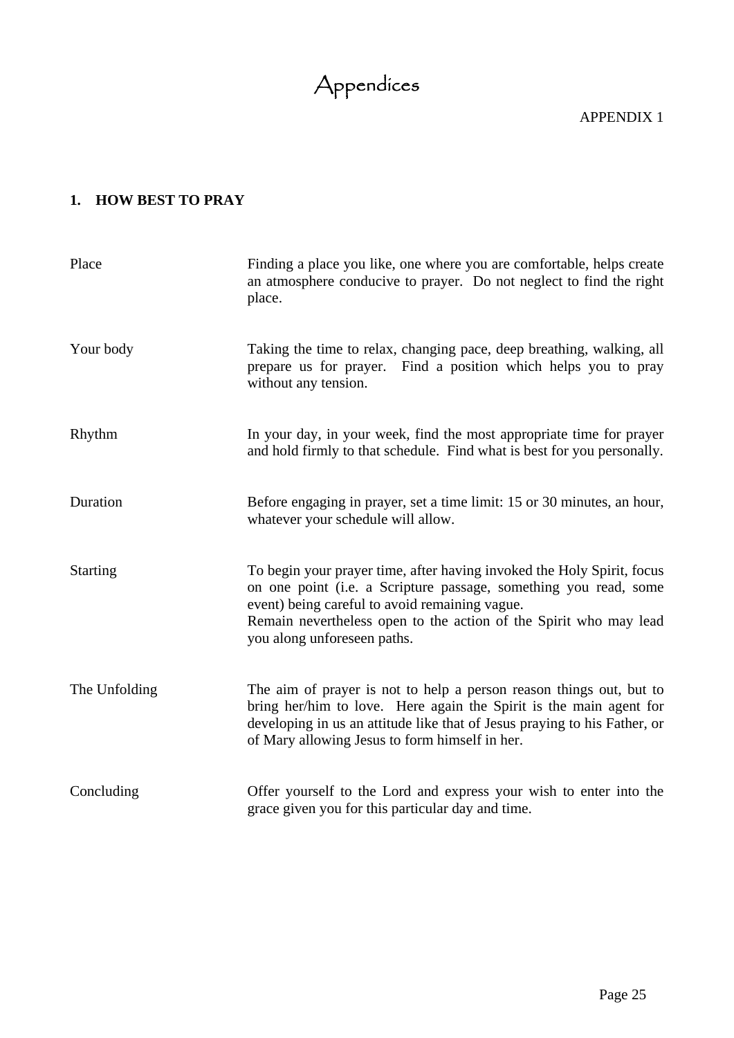# Appendices

APPENDIX 1

## 1. HOW BEST TO PRAY

| | |
|---|---|
| Place | Finding a place you like, one where you are comfortable, helps create an atmosphere conducive to prayer. Do not neglect to find the right place. |
| Your body | Taking the time to relax, changing pace, deep breathing, walking, all prepare us for prayer. Find a position which helps you to pray without any tension. |
| Rhythm | In your day, in your week, find the most appropriate time for prayer and hold firmly to that schedule. Find what is best for you personally. |
| Duration | Before engaging in prayer, set a time limit: 15 or 30 minutes, an hour, whatever your schedule will allow. |
| Starting | To begin your prayer time, after having invoked the Holy Spirit, focus on one point (i.e. a Scripture passage, something you read, some event) being careful to avoid remaining vague. Remain nevertheless open to the action of the Spirit who may lead you along unforeseen paths. |
| The Unfolding | The aim of prayer is not to help a person reason things out, but to bring her/him to love. Here again the Spirit is the main agent for developing in us an attitude like that of Jesus praying to his Father, or of Mary allowing Jesus to form himself in her. |
| Concluding | Offer yourself to the Lord and express your wish to enter into the grace given you for this particular day and time. |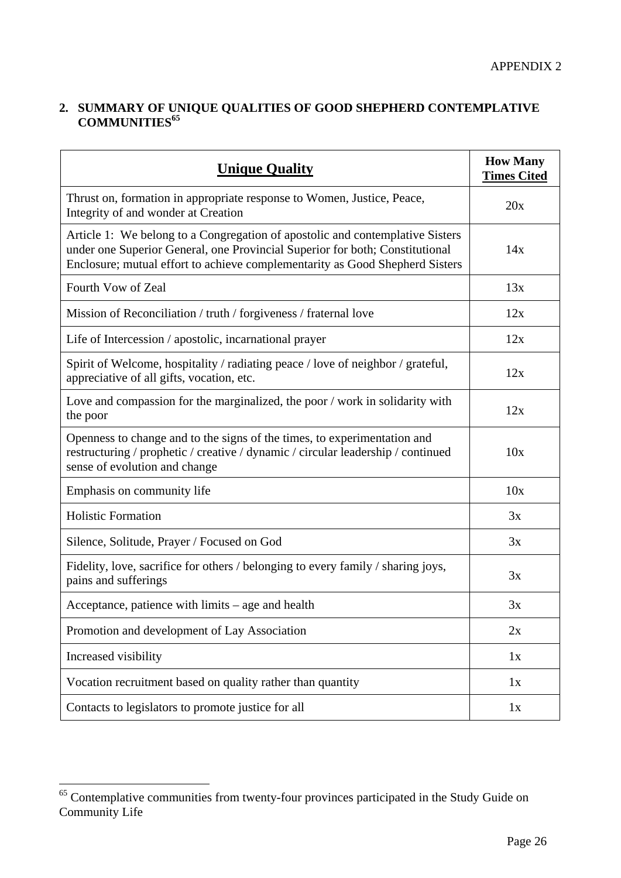APPENDIX 2

## 2. SUMMARY OF UNIQUE QUALITIES OF GOOD SHEPHERD CONTEMPLATIVE COMMUNITIES[65]

| **Unique Quality** | **How Many Times Cited** |
|---|---|
| Thrust on, formation in appropriate response to Women, Justice, Peace, Integrity of and wonder at Creation | 20x |
| Article 1: We belong to a Congregation of apostolic and contemplative Sisters under one Superior General, one Provincial Superior for both; Constitutional Enclosure; mutual effort to achieve complementarity as Good Shepherd Sisters | 14x |
| Fourth Vow of Zeal | 13x |
| Mission of Reconciliation / truth / forgiveness / fraternal love | 12x |
| Life of Intercession / apostolic, incarnational prayer | 12x |
| Spirit of Welcome, hospitality / radiating peace / love of neighbor / grateful, appreciative of all gifts, vocation, etc. | 12x |
| Love and compassion for the marginalized, the poor / work in solidarity with the poor | 12x |
| Openness to change and to the signs of the times, to experimentation and restructuring / prophetic / creative / dynamic / circular leadership / continued sense of evolution and change | 10x |
| Emphasis on community life | 10x |
| Holistic Formation | 3x |
| Silence, Solitude, Prayer / Focused on God | 3x |
| Fidelity, love, sacrifice for others / belonging to every family / sharing joys, pains and sufferings | 3x |
| Acceptance, patience with limits – age and health | 3x |
| Promotion and development of Lay Association | 2x |
| Increased visibility | 1x |
| Vocation recruitment based on quality rather than quantity | 1x |
| Contacts to legislators to promote justice for all | 1x |

[65] Contemplative communities from twenty-four provinces participated in the Study Guide on Community Life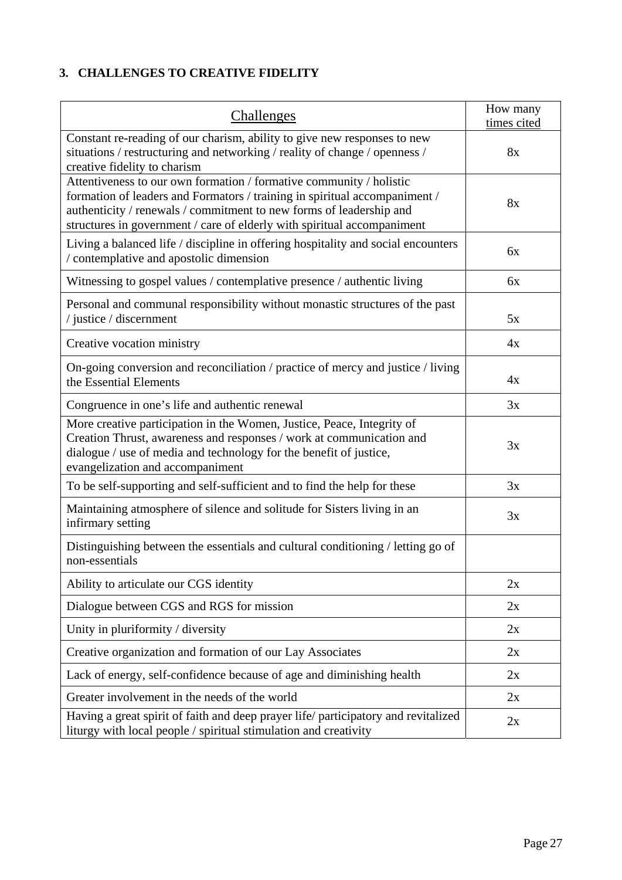### 3. CHALLENGES TO CREATIVE FIDELITY

| Challenges | How many times cited |
|---|---|
| Constant re-reading of our charism, ability to give new responses to new situations / restructuring and networking / reality of change / openness / creative fidelity to charism | 8x |
| Attentiveness to our own formation / formative community / holistic formation of leaders and Formators / training in spiritual accompaniment / authenticity / renewals / commitment to new forms of leadership and structures in government / care of elderly with spiritual accompaniment | 8x |
| Living a balanced life / discipline in offering hospitality and social encounters / contemplative and apostolic dimension | 6x |
| Witnessing to gospel values / contemplative presence / authentic living | 6x |
| Personal and communal responsibility without monastic structures of the past / justice / discernment | 5x |
| Creative vocation ministry | 4x |
| On-going conversion and reconciliation / practice of mercy and justice / living the Essential Elements | 4x |
| Congruence in one's life and authentic renewal | 3x |
| More creative participation in the Women, Justice, Peace, Integrity of Creation Thrust, awareness and responses / work at communication and dialogue / use of media and technology for the benefit of justice, evangelization and accompaniment | 3x |
| To be self-supporting and self-sufficient and to find the help for these | 3x |
| Maintaining atmosphere of silence and solitude for Sisters living in an infirmary setting | 3x |
| Distinguishing between the essentials and cultural conditioning / letting go of non-essentials | |
| Ability to articulate our CGS identity | 2x |
| Dialogue between CGS and RGS for mission | 2x |
| Unity in pluriformity / diversity | 2x |
| Creative organization and formation of our Lay Associates | 2x |
| Lack of energy, self-confidence because of age and diminishing health | 2x |
| Greater involvement in the needs of the world | 2x |
| Having a great spirit of faith and deep prayer life/ participatory and revitalized liturgy with local people / spiritual stimulation and creativity | 2x |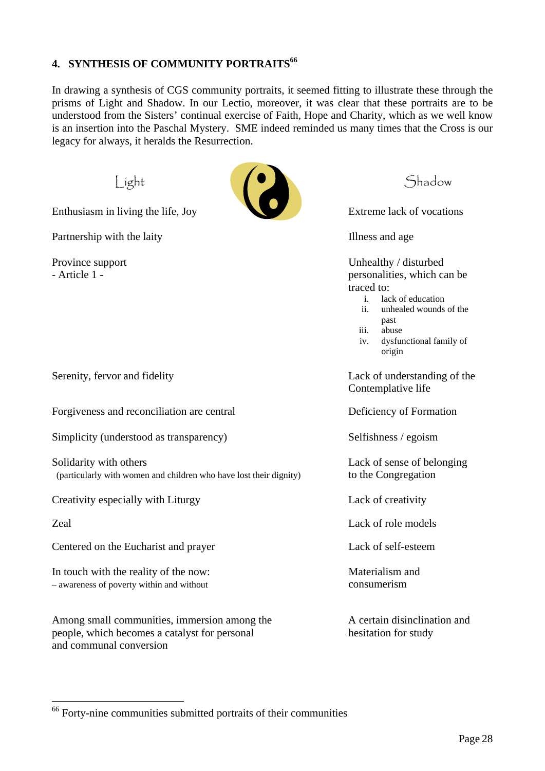## 4. SYNTHESIS OF COMMUNITY PORTRAITS[66]

In drawing a synthesis of CGS community portraits, it seemed fitting to illustrate these through the prisms of Light and Shadow. In our Lectio, moreover, it was clear that these portraits are to be understood from the Sisters' continual exercise of Faith, Hope and Charity, which as we well know is an insertion into the Paschal Mystery. SME indeed reminded us many times that the Cross is our legacy for always, it heralds the Resurrection.

| Light | Shadow |
|---|---|
| Enthusiasm in living the life, Joy | Extreme lack of vocations |
| Partnership with the laity | Illness and age |
| Province support<br>- Article 1 - | Unhealthy / disturbed personalities, which can be traced to:<br>i. lack of education<br>ii. unhealed wounds of the past<br>iii. abuse<br>iv. dysfunctional family of origin |
| Serenity, fervor and fidelity | Lack of understanding of the Contemplative life |
| Forgiveness and reconciliation are central | Deficiency of Formation |
| Simplicity (understood as transparency) | Selfishness / egoism |
| Solidarity with others<br>(particularly with women and children who have lost their dignity) | Lack of sense of belonging to the Congregation |
| Creativity especially with Liturgy | Lack of creativity |
| Zeal | Lack of role models |
| Centered on the Eucharist and prayer | Lack of self-esteem |
| In touch with the reality of the now:<br>– awareness of poverty within and without | Materialism and consumerism |
| Among small communities, immersion among the people, which becomes a catalyst for personal and communal conversion | A certain disinclination and hesitation for study |

[66] Forty-nine communities submitted portraits of their communities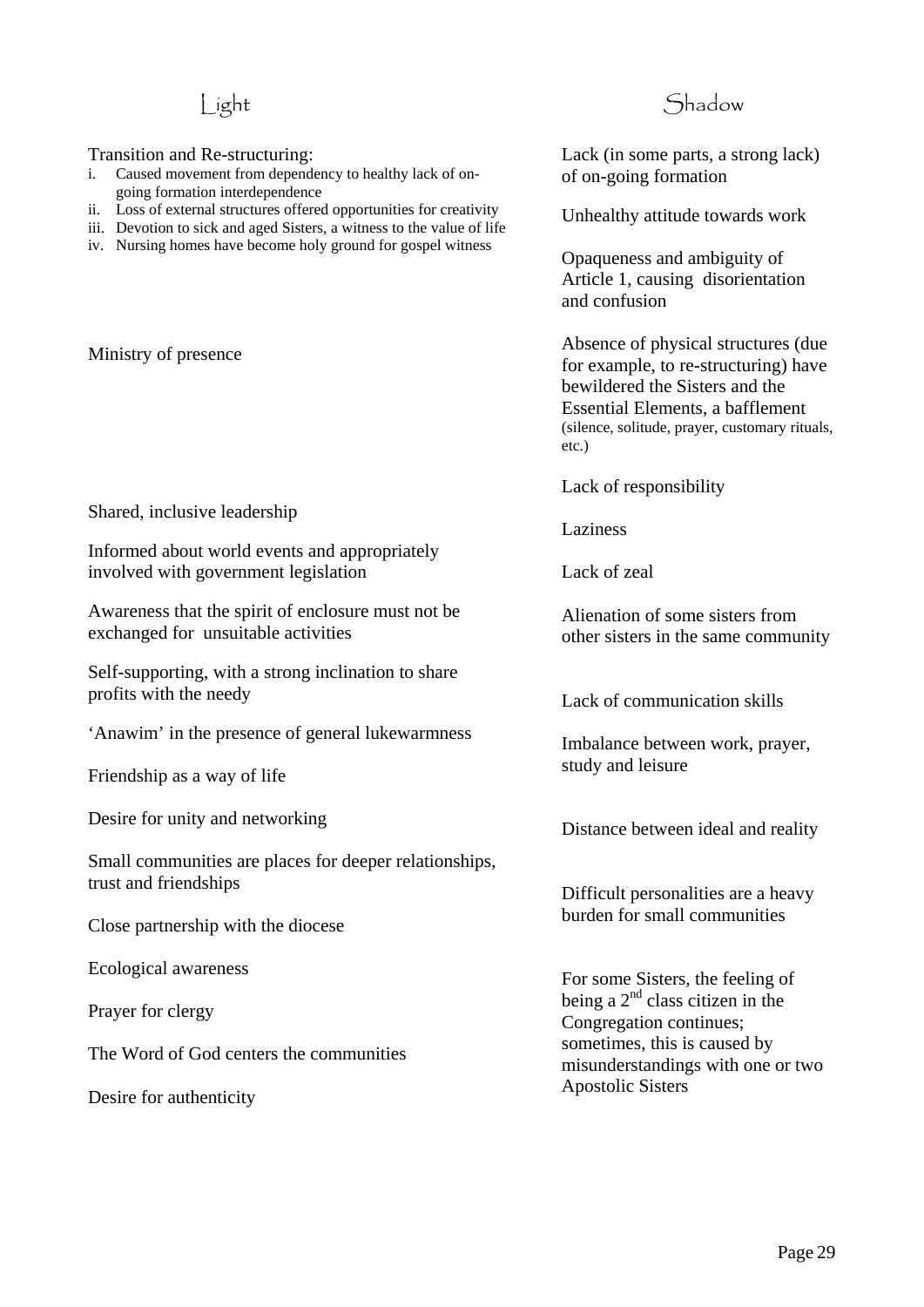| Light | Shadow |
|---|---|
| Transition and Re-structuring:<br>i. Caused movement from dependency to healthy lack of on-going formation interdependence<br>ii. Loss of external structures offered opportunities for creativity<br>iii. Devotion to sick and aged Sisters, a witness to the value of life<br>iv. Nursing homes have become holy ground for gospel witness | Lack (in some parts, a strong lack) of on-going formation<br><br>Unhealthy attitude towards work<br><br>Opaqueness and ambiguity of Article 1, causing disorientation and confusion |
| Ministry of presence | Absence of physical structures (due for example, to re-structuring) have bewildered the Sisters and the Essential Elements, a bafflement (silence, solitude, prayer, customary rituals, etc.) |
| | Lack of responsibility |
| Shared, inclusive leadership | Laziness |
| Informed about world events and appropriately involved with government legislation | Lack of zeal |
| Awareness that the spirit of enclosure must not be exchanged for unsuitable activities | Alienation of some sisters from other sisters in the same community |
| Self-supporting, with a strong inclination to share profits with the needy | Lack of communication skills |
| 'Anawim' in the presence of general lukewarmness | Imbalance between work, prayer, study and leisure |
| Friendship as a way of life | |
| Desire for unity and networking | Distance between ideal and reality |
| Small communities are places for deeper relationships, trust and friendships | Difficult personalities are a heavy burden for small communities |
| Close partnership with the diocese | |
| Ecological awareness | For some Sisters, the feeling of being a 2nd class citizen in the Congregation continues; sometimes, this is caused by misunderstandings with one or two Apostolic Sisters |
| Prayer for clergy | |
| The Word of God centers the communities | |
| Desire for authenticity | |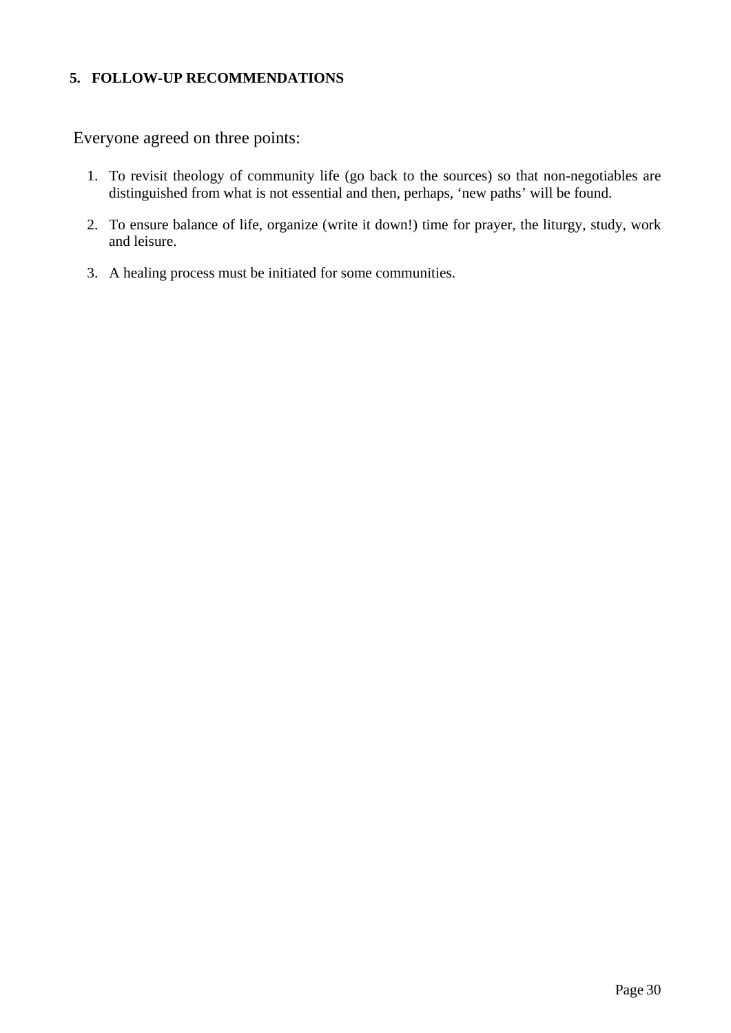## 5. FOLLOW-UP RECOMMENDATIONS

Everyone agreed on three points:

1. To revisit theology of community life (go back to the sources) so that non-negotiables are distinguished from what is not essential and then, perhaps, ‘new paths’ will be found.

2. To ensure balance of life, organize (write it down!) time for prayer, the liturgy, study, work and leisure.

3. A healing process must be initiated for some communities.